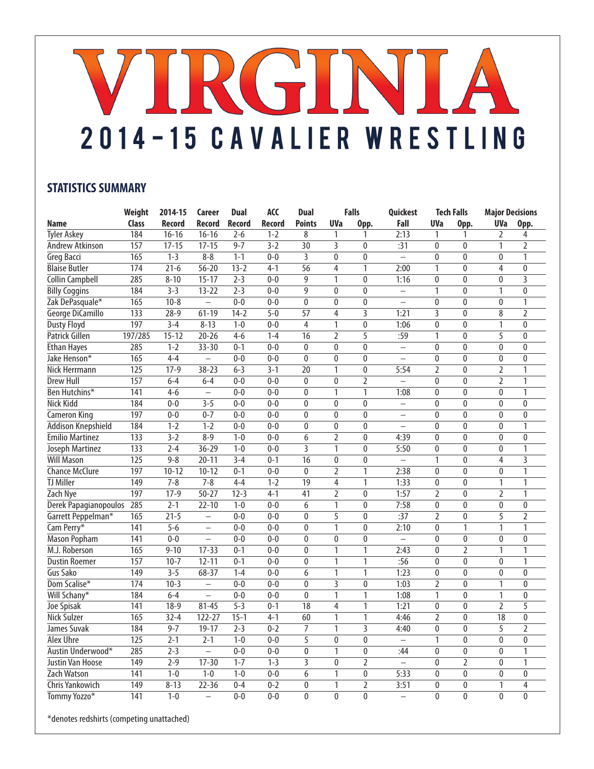# VIRGINIA

## 2014-15 CAVALIER WRESTLING

### STATISTICS SUMMARY

| Name | Weight Class | 2014-15 Record | Career Record | Dual Record | ACC Record | Dual Points | Falls | | Quickest Fall | Tech Falls | | Major Decisions | |
|---|---|---|---|---|---|---|---|---|---|---|---|---|---|
| | | | | | | | UVa | Opp. | | UVa | Opp. | UVa | Opp. |
| Tyler Askey | 184 | 16-16 | 16-16 | 2-6 | 1-2 | 8 | 1 | 1 | 2:13 | 1 | 1 | 2 | 4 |
| Andrew Atkinson | 157 | 17-15 | 17-15 | 9-7 | 3-2 | 30 | 3 | 0 | :31 | 0 | 0 | 1 | 2 |
| Greg Bacci | 165 | 1-3 | 8-8 | 1-1 | 0-0 | 3 | 0 | 0 | – | 0 | 0 | 0 | 1 |
| Blaise Butler | 174 | 21-6 | 56-20 | 13-2 | 4-1 | 56 | 4 | 1 | 2:00 | 1 | 0 | 4 | 0 |
| Collin Campbell | 285 | 8-10 | 15-17 | 2-3 | 0-0 | 9 | 1 | 0 | 1:16 | 0 | 0 | 0 | 3 |
| Billy Coggins | 184 | 3-3 | 13-22 | 2-3 | 0-0 | 9 | 0 | 0 | – | 1 | 0 | 1 | 0 |
| Zak DePasquale* | 165 | 10-8 | – | 0-0 | 0-0 | 0 | 0 | 0 | – | 0 | 0 | 0 | 1 |
| George DiCamillo | 133 | 28-9 | 61-19 | 14-2 | 5-0 | 57 | 4 | 3 | 1:21 | 3 | 0 | 8 | 2 |
| Dusty Floyd | 197 | 3-4 | 8-13 | 1-0 | 0-0 | 4 | 1 | 0 | 1:06 | 0 | 0 | 1 | 0 |
| Patrick Gillen | 197/285 | 15-12 | 20-26 | 4-6 | 1-4 | 16 | 2 | 5 | :59 | 1 | 0 | 5 | 0 |
| Ethan Hayes | 285 | 1-2 | 33-30 | 0-1 | 0-0 | 0 | 0 | 0 | – | 0 | 0 | 0 | 0 |
| Jake Henson* | 165 | 4-4 | – | 0-0 | 0-0 | 0 | 0 | 0 | – | 0 | 0 | 0 | 0 |
| Nick Herrmann | 125 | 17-9 | 38-23 | 6-3 | 3-1 | 20 | 1 | 0 | 5:54 | 2 | 0 | 2 | 1 |
| Drew Hull | 157 | 6-4 | 6-4 | 0-0 | 0-0 | 0 | 0 | 2 | – | 0 | 0 | 2 | 1 |
| Ben Hutchins* | 141 | 4-6 | – | 0-0 | 0-0 | 0 | 1 | 1 | 1:08 | 0 | 0 | 0 | 1 |
| Nick Kidd | 184 | 0-0 | 3-5 | 0-0 | 0-0 | 0 | 0 | 0 | – | 0 | 0 | 0 | 0 |
| Cameron King | 197 | 0-0 | 0-7 | 0-0 | 0-0 | 0 | 0 | 0 | – | 0 | 0 | 0 | 0 |
| Addison Knepshield | 184 | 1-2 | 1-2 | 0-0 | 0-0 | 0 | 0 | 0 | – | 0 | 0 | 0 | 1 |
| Emilio Martinez | 133 | 3-2 | 8-9 | 1-0 | 0-0 | 6 | 2 | 0 | 4:39 | 0 | 0 | 0 | 0 |
| Joseph Martinez | 133 | 2-4 | 36-29 | 1-0 | 0-0 | 3 | 1 | 0 | 5:50 | 0 | 0 | 0 | 1 |
| Will Mason | 125 | 9-8 | 20-11 | 3-4 | 0-1 | 16 | 0 | 0 | – | 1 | 0 | 4 | 3 |
| Chance McClure | 197 | 10-12 | 10-12 | 0-1 | 0-0 | 0 | 2 | 1 | 2:38 | 0 | 0 | 0 | 1 |
| TJ Miller | 149 | 7-8 | 7-8 | 4-4 | 1-2 | 19 | 4 | 1 | 1:33 | 0 | 0 | 1 | 1 |
| Zach Nye | 197 | 17-9 | 50-27 | 12-3 | 4-1 | 41 | 2 | 0 | 1:57 | 2 | 0 | 2 | 1 |
| Derek Papagianopoulos | 285 | 2-1 | 22-10 | 1-0 | 0-0 | 6 | 1 | 0 | 7:58 | 0 | 0 | 0 | 0 |
| Garrett Peppelman* | 165 | 21-5 | – | 0-0 | 0-0 | 0 | 5 | 0 | :37 | 2 | 0 | 5 | 2 |
| Cam Perry* | 141 | 5-6 | – | 0-0 | 0-0 | 0 | 1 | 0 | 2:10 | 0 | 1 | 1 | 1 |
| Mason Popham | 141 | 0-0 | – | 0-0 | 0-0 | 0 | 0 | 0 | – | 0 | 0 | 0 | 0 |
| M.J. Roberson | 165 | 9-10 | 17-33 | 0-1 | 0-0 | 0 | 1 | 1 | 2:43 | 0 | 2 | 1 | 1 |
| Dustin Roemer | 157 | 10-7 | 12-11 | 0-1 | 0-0 | 0 | 1 | 1 | :56 | 0 | 0 | 0 | 1 |
| Gus Sako | 149 | 3-5 | 68-37 | 1-4 | 0-0 | 6 | 1 | 1 | 1:23 | 0 | 0 | 0 | 0 |
| Dom Scalise* | 174 | 10-3 | – | 0-0 | 0-0 | 0 | 3 | 0 | 1:03 | 2 | 0 | 1 | 0 |
| Will Schany* | 184 | 6-4 | – | 0-0 | 0-0 | 0 | 1 | 1 | 1:08 | 1 | 0 | 1 | 0 |
| Joe Spisak | 141 | 18-9 | 81-45 | 5-3 | 0-1 | 18 | 4 | 1 | 1:21 | 0 | 0 | 2 | 5 |
| Nick Sulzer | 165 | 32-4 | 122-27 | 15-1 | 4-1 | 60 | 1 | 1 | 4:46 | 2 | 0 | 18 | 0 |
| James Suvak | 184 | 9-7 | 19-17 | 2-3 | 0-2 | 7 | 1 | 3 | 4:40 | 0 | 0 | 5 | 2 |
| Alex Uhre | 125 | 2-1 | 2-1 | 1-0 | 0-0 | 5 | 0 | 0 | – | 1 | 0 | 0 | 0 |
| Austin Underwood* | 285 | 2-3 | – | 0-0 | 0-0 | 0 | 1 | 0 | :44 | 0 | 0 | 0 | 1 |
| Justin Van Hoose | 149 | 2-9 | 17-30 | 1-7 | 1-3 | 3 | 0 | 2 | – | 0 | 2 | 0 | 1 |
| Zach Watson | 141 | 1-0 | 1-0 | 1-0 | 0-0 | 6 | 1 | 0 | 5:33 | 0 | 0 | 0 | 0 |
| Chris Yankowich | 149 | 8-13 | 22-36 | 0-4 | 0-2 | 0 | 1 | 2 | 3:51 | 0 | 0 | 1 | 4 |
| Tommy Yozzo* | 141 | 1-0 | – | 0-0 | 0-0 | 0 | 0 | 0 | – | 0 | 0 | 0 | 0 |

*denotes redshirts (competing unattached)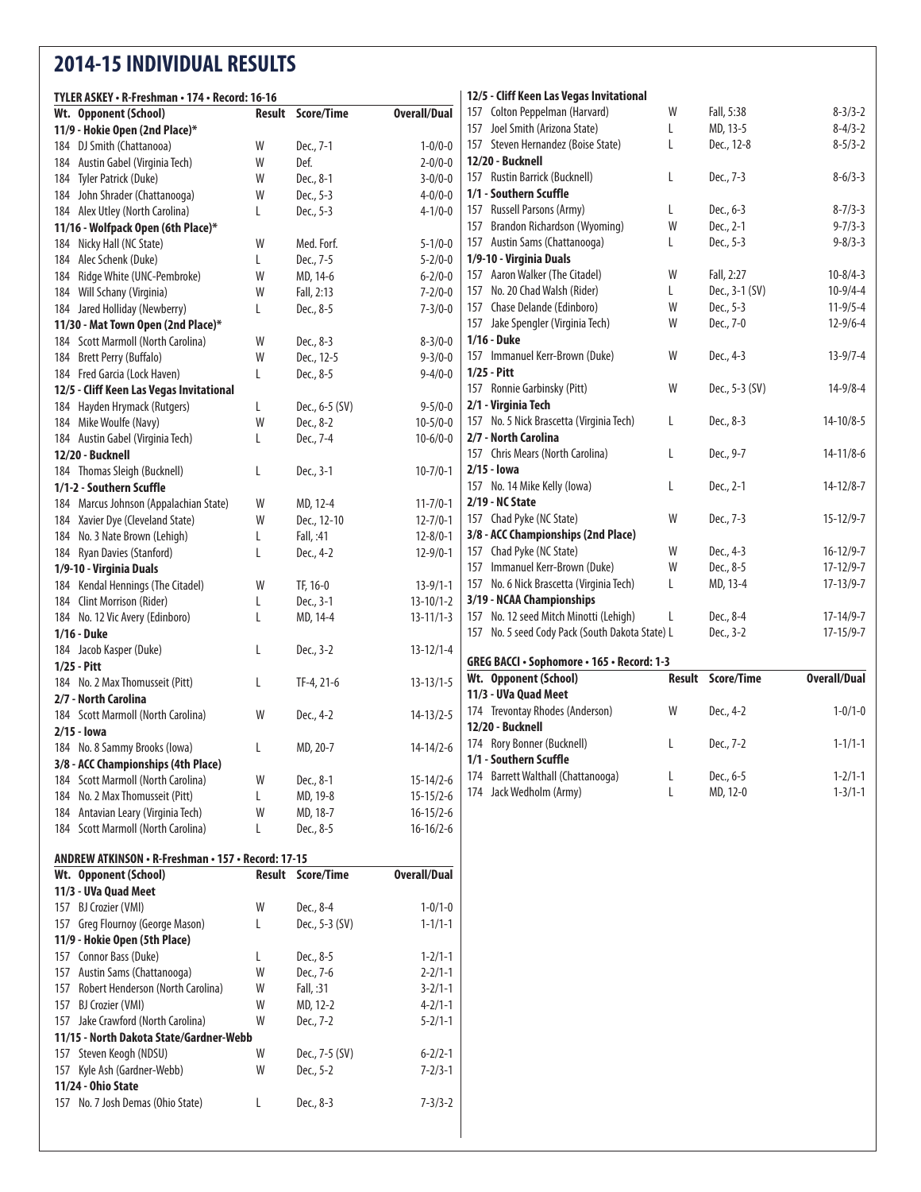# 2014-15 INDIVIDUAL RESULTS

### TYLER ASKEY • R-Freshman • 174 • Record: 16-16

| Wt. | Opponent (School) | Result | Score/Time | Overall/Dual |
|---|---|---|---|---|
| **11/9 - Hokie Open (2nd Place)*** | | | | |
| 184 | DJ Smith (Chattanooa) | W | Dec., 7-1 | 1-0/0-0 |
| 184 | Austin Gabel (Virginia Tech) | W | Def. | 2-0/0-0 |
| 184 | Tyler Patrick (Duke) | W | Dec., 8-1 | 3-0/0-0 |
| 184 | John Shrader (Chattanooga) | W | Dec., 5-3 | 4-0/0-0 |
| 184 | Alex Utley (North Carolina) | L | Dec., 5-3 | 4-1/0-0 |
| **11/16 - Wolfpack Open (6th Place)*** | | | | |
| 184 | Nicky Hall (NC State) | W | Med. Forf. | 5-1/0-0 |
| 184 | Alec Schenk (Duke) | L | Dec., 7-5 | 5-2/0-0 |
| 184 | Ridge White (UNC-Pembroke) | W | MD, 14-6 | 6-2/0-0 |
| 184 | Will Schany (Virginia) | W | Fall, 2:13 | 7-2/0-0 |
| 184 | Jared Holliday (Newberry) | L | Dec., 8-5 | 7-3/0-0 |
| **11/30 - Mat Town Open (2nd Place)*** | | | | |
| 184 | Scott Marmoll (North Carolina) | W | Dec., 8-3 | 8-3/0-0 |
| 184 | Brett Perry (Buffalo) | W | Dec., 12-5 | 9-3/0-0 |
| 184 | Fred Garcia (Lock Haven) | L | Dec., 8-5 | 9-4/0-0 |
| **12/5 - Cliff Keen Las Vegas Invitational** | | | | |
| 184 | Hayden Hrymack (Rutgers) | L | Dec., 6-5 (SV) | 9-5/0-0 |
| 184 | Mike Woulfe (Navy) | W | Dec., 8-2 | 10-5/0-0 |
| 184 | Austin Gabel (Virginia Tech) | L | Dec., 7-4 | 10-6/0-0 |
| **12/20 - Bucknell** | | | | |
| 184 | Thomas Sleigh (Bucknell) | L | Dec., 3-1 | 10-7/0-1 |
| **1/1-2 - Southern Scuffle** | | | | |
| 184 | Marcus Johnson (Appalachian State) | W | MD, 12-4 | 11-7/0-1 |
| 184 | Xavier Dye (Cleveland State) | W | Dec., 12-10 | 12-7/0-1 |
| 184 | No. 3 Nate Brown (Lehigh) | L | Fall, :41 | 12-8/0-1 |
| 184 | Ryan Davies (Stanford) | L | Dec., 4-2 | 12-9/0-1 |
| **1/9-10 - Virginia Duals** | | | | |
| 184 | Kendal Hennings (The Citadel) | W | TF, 16-0 | 13-9/1-1 |
| 184 | Clint Morrison (Rider) | L | Dec., 3-1 | 13-10/1-2 |
| 184 | No. 12 Vic Avery (Edinboro) | L | MD, 14-4 | 13-11/1-3 |
| **1/16 - Duke** | | | | |
| 184 | Jacob Kasper (Duke) | L | Dec., 3-2 | 13-12/1-4 |
| **1/25 - Pitt** | | | | |
| 184 | No. 2 Max Thomusseit (Pitt) | L | TF-4, 21-6 | 13-13/1-5 |
| **2/7 - North Carolina** | | | | |
| 184 | Scott Marmoll (North Carolina) | W | Dec., 4-2 | 14-13/2-5 |
| **2/15 - Iowa** | | | | |
| 184 | No. 8 Sammy Brooks (Iowa) | L | MD, 20-7 | 14-14/2-6 |
| **3/8 - ACC Championships (4th Place)** | | | | |
| 184 | Scott Marmoll (North Carolina) | W | Dec., 8-1 | 15-14/2-6 |
| 184 | No. 2 Max Thomusseit (Pitt) | L | MD, 19-8 | 15-15/2-6 |
| 184 | Antavian Leary (Virginia Tech) | W | MD, 18-7 | 16-15/2-6 |
| 184 | Scott Marmoll (North Carolina) | L | Dec., 8-5 | 16-16/2-6 |

### ANDREW ATKINSON • R-Freshman • 157 • Record: 17-15

| Wt. | Opponent (School) | Result | Score/Time | Overall/Dual |
|---|---|---|---|---|
| **11/3 - UVa Quad Meet** | | | | |
| 157 | BJ Crozier (VMI) | W | Dec., 8-4 | 1-0/1-0 |
| 157 | Greg Flournoy (George Mason) | L | Dec., 5-3 (SV) | 1-1/1-1 |
| **11/9 - Hokie Open (5th Place)** | | | | |
| 157 | Connor Bass (Duke) | L | Dec., 8-5 | 1-2/1-1 |
| 157 | Austin Sams (Chattanooga) | W | Dec., 7-6 | 2-2/1-1 |
| 157 | Robert Henderson (North Carolina) | W | Fall, :31 | 3-2/1-1 |
| 157 | BJ Crozier (VMI) | W | MD, 12-2 | 4-2/1-1 |
| 157 | Jake Crawford (North Carolina) | W | Dec., 7-2 | 5-2/1-1 |
| **11/15 - North Dakota State/Gardner-Webb** | | | | |
| 157 | Steven Keogh (NDSU) | W | Dec., 7-5 (SV) | 6-2/2-1 |
| 157 | Kyle Ash (Gardner-Webb) | W | Dec., 5-2 | 7-2/3-1 |
| **11/24 - Ohio State** | | | | |
| 157 | No. 7 Josh Demas (Ohio State) | L | Dec., 8-3 | 7-3/3-2 |
| **12/5 - Cliff Keen Las Vegas Invitational** | | | | |
| 157 | Colton Peppelman (Harvard) | W | Fall, 5:38 | 8-3/3-2 |
| 157 | Joel Smith (Arizona State) | L | MD, 13-5 | 8-4/3-2 |
| 157 | Steven Hernandez (Boise State) | L | Dec., 12-8 | 8-5/3-2 |
| **12/20 - Bucknell** | | | | |
| 157 | Rustin Barrick (Bucknell) | L | Dec., 7-3 | 8-6/3-3 |
| **1/1 - Southern Scuffle** | | | | |
| 157 | Russell Parsons (Army) | L | Dec., 6-3 | 8-7/3-3 |
| 157 | Brandon Richardson (Wyoming) | W | Dec., 2-1 | 9-7/3-3 |
| 157 | Austin Sams (Chattanooga) | L | Dec., 5-3 | 9-8/3-3 |
| **1/9-10 - Virginia Duals** | | | | |
| 157 | Aaron Walker (The Citadel) | W | Fall, 2:27 | 10-8/4-3 |
| 157 | No. 20 Chad Walsh (Rider) | L | Dec., 3-1 (SV) | 10-9/4-4 |
| 157 | Chase Delande (Edinboro) | W | Dec., 5-3 | 11-9/5-4 |
| 157 | Jake Spengler (Virginia Tech) | W | Dec., 7-0 | 12-9/6-4 |
| **1/16 - Duke** | | | | |
| 157 | Immanuel Kerr-Brown (Duke) | W | Dec., 4-3 | 13-9/7-4 |
| **1/25 - Pitt** | | | | |
| 157 | Ronnie Garbinsky (Pitt) | W | Dec., 5-3 (SV) | 14-9/8-4 |
| **2/1 - Virginia Tech** | | | | |
| 157 | No. 5 Nick Brascetta (Virginia Tech) | L | Dec., 8-3 | 14-10/8-5 |
| **2/7 - North Carolina** | | | | |
| 157 | Chris Mears (North Carolina) | L | Dec., 9-7 | 14-11/8-6 |
| **2/15 - Iowa** | | | | |
| 157 | No. 14 Mike Kelly (Iowa) | L | Dec., 2-1 | 14-12/8-7 |
| **2/19 - NC State** | | | | |
| 157 | Chad Pyke (NC State) | W | Dec., 7-3 | 15-12/9-7 |
| **3/8 - ACC Championships (2nd Place)** | | | | |
| 157 | Chad Pyke (NC State) | W | Dec., 4-3 | 16-12/9-7 |
| 157 | Immanuel Kerr-Brown (Duke) | W | Dec., 8-5 | 17-12/9-7 |
| 157 | No. 6 Nick Brascetta (Virginia Tech) | L | MD, 13-4 | 17-13/9-7 |
| **3/19 - NCAA Championships** | | | | |
| 157 | No. 12 seed Mitch Minotti (Lehigh) | L | Dec., 8-4 | 17-14/9-7 |
| 157 | No. 5 seed Cody Pack (South Dakota State) | L | Dec., 3-2 | 17-15/9-7 |

### GREG BACCI • Sophomore • 165 • Record: 1-3

| Wt. | Opponent (School) | Result | Score/Time | Overall/Dual |
|---|---|---|---|---|
| **11/3 - UVa Quad Meet** | | | | |
| 174 | Trevontay Rhodes (Anderson) | W | Dec., 4-2 | 1-0/1-0 |
| **12/20 - Bucknell** | | | | |
| 174 | Rory Bonner (Bucknell) | L | Dec., 7-2 | 1-1/1-1 |
| **1/1 - Southern Scuffle** | | | | |
| 174 | Barrett Walthall (Chattanooga) | L | Dec., 6-5 | 1-2/1-1 |
| 174 | Jack Wedholm (Army) | L | MD, 12-0 | 1-3/1-1 |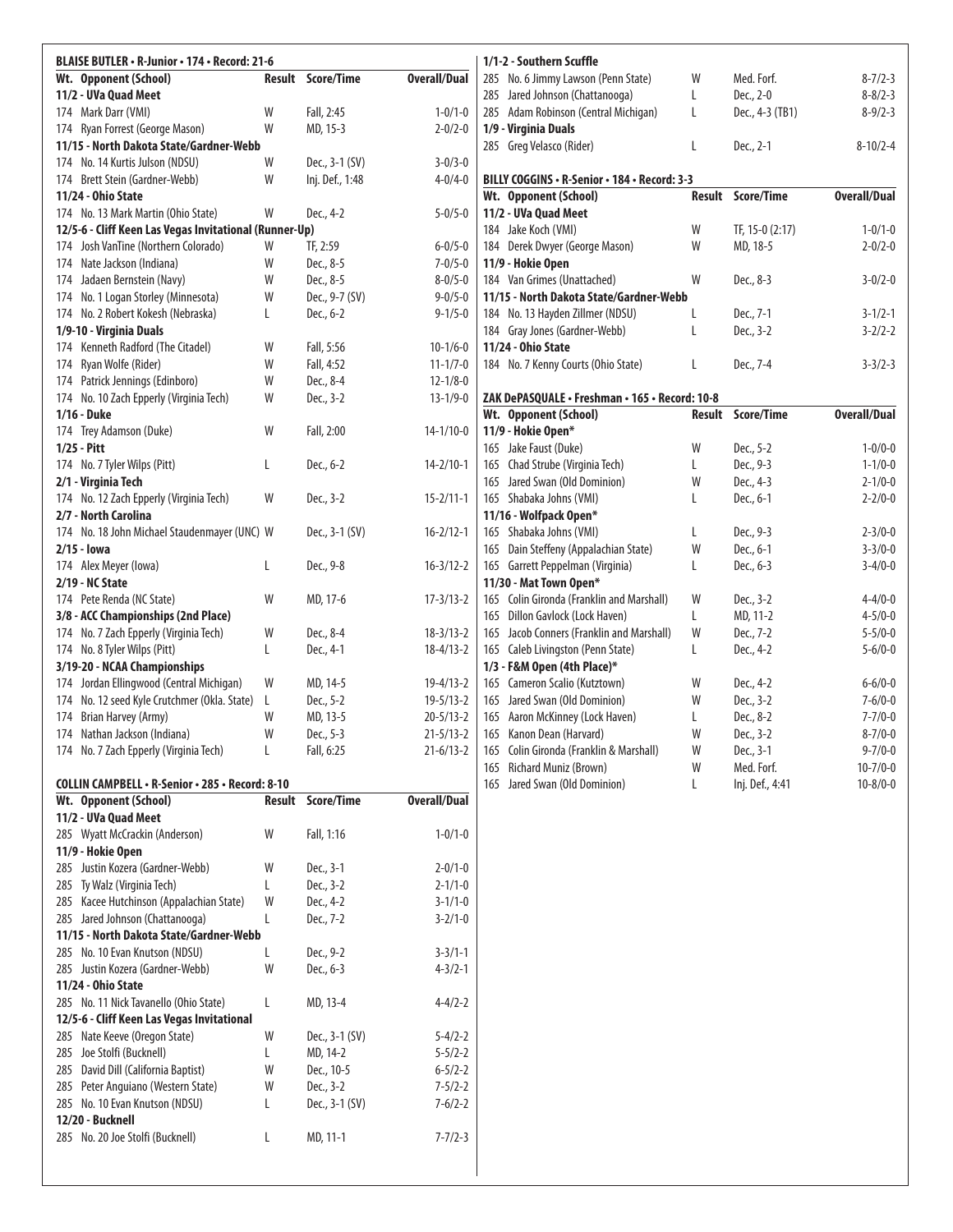## BLAISE BUTLER • R-Junior • 174 • Record: 21-6

| Wt. | Opponent (School) | Result | Score/Time | Overall/Dual |
|---|---|---|---|---|
| **11/2 - UVa Quad Meet** | | | | |
| 174 | Mark Darr (VMI) | W | Fall, 2:45 | 1-0/1-0 |
| 174 | Ryan Forrest (George Mason) | W | MD, 15-3 | 2-0/2-0 |
| **11/15 - North Dakota State/Gardner-Webb** | | | | |
| 174 | No. 14 Kurtis Julson (NDSU) | W | Dec., 3-1 (SV) | 3-0/3-0 |
| 174 | Brett Stein (Gardner-Webb) | W | Inj. Def., 1:48 | 4-0/4-0 |
| **11/24 - Ohio State** | | | | |
| 174 | No. 13 Mark Martin (Ohio State) | W | Dec., 4-2 | 5-0/5-0 |
| **12/5-6 - Cliff Keen Las Vegas Invitational (Runner-Up)** | | | | |
| 174 | Josh VanTine (Northern Colorado) | W | TF, 2:59 | 6-0/5-0 |
| 174 | Nate Jackson (Indiana) | W | Dec., 8-5 | 7-0/5-0 |
| 174 | Jadaen Bernstein (Navy) | W | Dec., 8-5 | 8-0/5-0 |
| 174 | No. 1 Logan Storley (Minnesota) | W | Dec., 9-7 (SV) | 9-0/5-0 |
| 174 | No. 2 Robert Kokesh (Nebraska) | L | Dec., 6-2 | 9-1/5-0 |
| **1/9-10 - Virginia Duals** | | | | |
| 174 | Kenneth Radford (The Citadel) | W | Fall, 5:56 | 10-1/6-0 |
| 174 | Ryan Wolfe (Rider) | W | Fall, 4:52 | 11-1/7-0 |
| 174 | Patrick Jennings (Edinboro) | W | Dec., 8-4 | 12-1/8-0 |
| 174 | No. 10 Zach Epperly (Virginia Tech) | W | Dec., 3-2 | 13-1/9-0 |
| **1/16 - Duke** | | | | |
| 174 | Trey Adamson (Duke) | W | Fall, 2:00 | 14-1/10-0 |
| **1/25 - Pitt** | | | | |
| 174 | No. 7 Tyler Wilps (Pitt) | L | Dec., 6-2 | 14-2/10-1 |
| **2/1 - Virginia Tech** | | | | |
| 174 | No. 12 Zach Epperly (Virginia Tech) | W | Dec., 3-2 | 15-2/11-1 |
| **2/7 - North Carolina** | | | | |
| 174 | No. 18 John Michael Staudenmayer (UNC) | W | Dec., 3-1 (SV) | 16-2/12-1 |
| **2/15 - Iowa** | | | | |
| 174 | Alex Meyer (Iowa) | L | Dec., 9-8 | 16-3/12-2 |
| **2/19 - NC State** | | | | |
| 174 | Pete Renda (NC State) | W | MD, 17-6 | 17-3/13-2 |
| **3/8 - ACC Championships (2nd Place)** | | | | |
| 174 | No. 7 Zach Epperly (Virginia Tech) | W | Dec., 8-4 | 18-3/13-2 |
| 174 | No. 8 Tyler Wilps (Pitt) | L | Dec., 4-1 | 18-4/13-2 |
| **3/19-20 - NCAA Championships** | | | | |
| 174 | Jordan Ellingwood (Central Michigan) | W | MD, 14-5 | 19-4/13-2 |
| 174 | No. 12 seed Kyle Crutchmer (Okla. State) | L | Dec., 5-2 | 19-5/13-2 |
| 174 | Brian Harvey (Army) | W | MD, 13-5 | 20-5/13-2 |
| 174 | Nathan Jackson (Indiana) | W | Dec., 5-3 | 21-5/13-2 |
| 174 | No. 7 Zach Epperly (Virginia Tech) | L | Fall, 6:25 | 21-6/13-2 |

## COLLIN CAMPBELL • R-Senior • 285 • Record: 8-10

| Wt. | Opponent (School) | Result | Score/Time | Overall/Dual |
|---|---|---|---|---|
| **11/2 - UVa Quad Meet** | | | | |
| 285 | Wyatt McCrackin (Anderson) | W | Fall, 1:16 | 1-0/1-0 |
| **11/9 - Hokie Open** | | | | |
| 285 | Justin Kozera (Gardner-Webb) | W | Dec., 3-1 | 2-0/1-0 |
| 285 | Ty Walz (Virginia Tech) | L | Dec., 3-2 | 2-1/1-0 |
| 285 | Kacee Hutchinson (Appalachian State) | W | Dec., 4-2 | 3-1/1-0 |
| 285 | Jared Johnson (Chattanooga) | L | Dec., 7-2 | 3-2/1-0 |
| **11/15 - North Dakota State/Gardner-Webb** | | | | |
| 285 | No. 10 Evan Knutson (NDSU) | L | Dec., 9-2 | 3-3/1-1 |
| 285 | Justin Kozera (Gardner-Webb) | W | Dec., 6-3 | 4-3/2-1 |
| **11/24 - Ohio State** | | | | |
| 285 | No. 11 Nick Tavanello (Ohio State) | L | MD, 13-4 | 4-4/2-2 |
| **12/5-6 - Cliff Keen Las Vegas Invitational** | | | | |
| 285 | Nate Keeve (Oregon State) | W | Dec., 3-1 (SV) | 5-4/2-2 |
| 285 | Joe Stolfi (Bucknell) | L | MD, 14-2 | 5-5/2-2 |
| 285 | David Dill (California Baptist) | W | Dec., 10-5 | 6-5/2-2 |
| 285 | Peter Anguiano (Western State) | W | Dec., 3-2 | 7-5/2-2 |
| 285 | No. 10 Evan Knutson (NDSU) | L | Dec., 3-1 (SV) | 7-6/2-2 |
| **12/20 - Bucknell** | | | | |
| 285 | No. 20 Joe Stolfi (Bucknell) | L | MD, 11-1 | 7-7/2-3 |
| **1/1-2 - Southern Scuffle** | | | | |
| 285 | No. 6 Jimmy Lawson (Penn State) | W | Med. Forf. | 8-7/2-3 |
| 285 | Jared Johnson (Chattanooga) | L | Dec., 2-0 | 8-8/2-3 |
| 285 | Adam Robinson (Central Michigan) | L | Dec., 4-3 (TB1) | 8-9/2-3 |
| **1/9 - Virginia Duals** | | | | |
| 285 | Greg Velasco (Rider) | L | Dec., 2-1 | 8-10/2-4 |

## BILLY COGGINS • R-Senior • 184 • Record: 3-3

| Wt. | Opponent (School) | Result | Score/Time | Overall/Dual |
|---|---|---|---|---|
| **11/2 - UVa Quad Meet** | | | | |
| 184 | Jake Koch (VMI) | W | TF, 15-0 (2:17) | 1-0/1-0 |
| 184 | Derek Dwyer (George Mason) | W | MD, 18-5 | 2-0/2-0 |
| **11/9 - Hokie Open** | | | | |
| 184 | Van Grimes (Unattached) | W | Dec., 8-3 | 3-0/2-0 |
| **11/15 - North Dakota State/Gardner-Webb** | | | | |
| 184 | No. 13 Hayden Zillmer (NDSU) | L | Dec., 7-1 | 3-1/2-1 |
| 184 | Gray Jones (Gardner-Webb) | L | Dec., 3-2 | 3-2/2-2 |
| **11/24 - Ohio State** | | | | |
| 184 | No. 7 Kenny Courts (Ohio State) | L | Dec., 7-4 | 3-3/2-3 |

## ZAK DePASQUALE • Freshman • 165 • Record: 10-8

| Wt. | Opponent (School) | Result | Score/Time | Overall/Dual |
|---|---|---|---|---|
| **11/9 - Hokie Open*** | | | | |
| 165 | Jake Faust (Duke) | W | Dec., 5-2 | 1-0/0-0 |
| 165 | Chad Strube (Virginia Tech) | L | Dec., 9-3 | 1-1/0-0 |
| 165 | Jared Swan (Old Dominion) | W | Dec., 4-3 | 2-1/0-0 |
| 165 | Shabaka Johns (VMI) | L | Dec., 6-1 | 2-2/0-0 |
| **11/16 - Wolfpack Open*** | | | | |
| 165 | Shabaka Johns (VMI) | L | Dec., 9-3 | 2-3/0-0 |
| 165 | Dain Steffeny (Appalachian State) | W | Dec., 6-1 | 3-3/0-0 |
| 165 | Garrett Peppelman (Virginia) | L | Dec., 6-3 | 3-4/0-0 |
| **11/30 - Mat Town Open*** | | | | |
| 165 | Colin Gironda (Franklin and Marshall) | W | Dec., 3-2 | 4-4/0-0 |
| 165 | Dillon Gavlock (Lock Haven) | L | MD, 11-2 | 4-5/0-0 |
| 165 | Jacob Conners (Franklin and Marshall) | W | Dec., 7-2 | 5-5/0-0 |
| 165 | Caleb Livingston (Penn State) | L | Dec., 4-2 | 5-6/0-0 |
| **1/3 - F&M Open (4th Place)*** | | | | |
| 165 | Cameron Scalio (Kutztown) | W | Dec., 4-2 | 6-6/0-0 |
| 165 | Jared Swan (Old Dominion) | W | Dec., 3-2 | 7-6/0-0 |
| 165 | Aaron McKinney (Lock Haven) | L | Dec., 8-2 | 7-7/0-0 |
| 165 | Kanon Dean (Harvard) | W | Dec., 3-2 | 8-7/0-0 |
| 165 | Colin Gironda (Franklin & Marshall) | W | Dec., 3-1 | 9-7/0-0 |
| 165 | Richard Muniz (Brown) | W | Med. Forf. | 10-7/0-0 |
| 165 | Jared Swan (Old Dominion) | L | Inj. Def., 4:41 | 10-8/0-0 |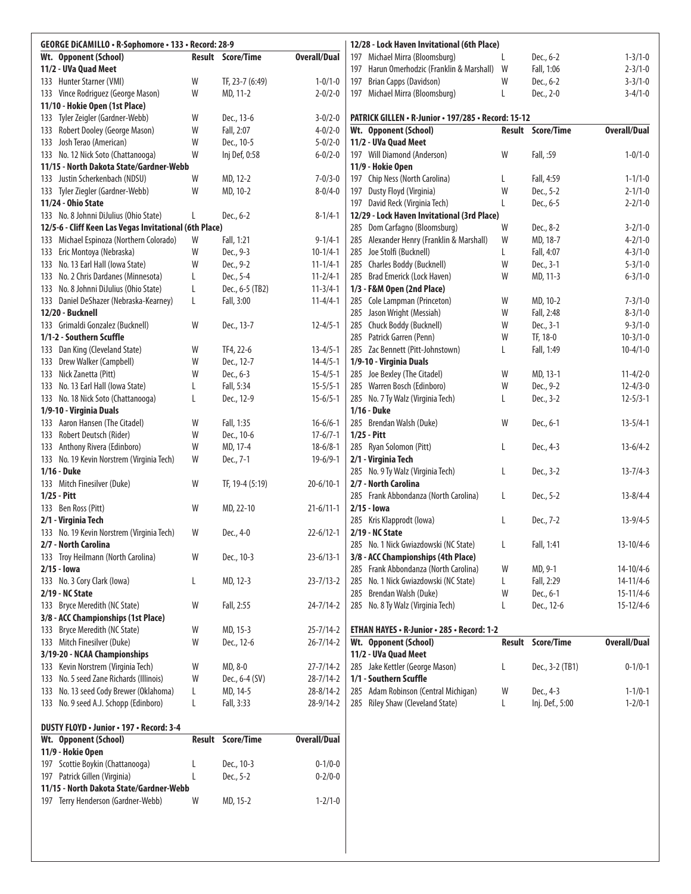### GEORGE DiCAMILLO • R-Sophomore • 133 • Record: 28-9

| Wt. | Opponent (School) | Result | Score/Time | Overall/Dual |
|---|---|---|---|---|
| **11/2 - UVa Quad Meet** | | | | |
| 133 | Hunter Starner (VMI) | W | TF, 23-7 (6:49) | 1-0/1-0 |
| 133 | Vince Rodriguez (George Mason) | W | MD, 11-2 | 2-0/2-0 |
| **11/10 - Hokie Open (1st Place)** | | | | |
| 133 | Tyler Zeigler (Gardner-Webb) | W | Dec., 13-6 | 3-0/2-0 |
| 133 | Robert Dooley (George Mason) | W | Fall, 2:07 | 4-0/2-0 |
| 133 | Josh Terao (American) | W | Dec., 10-5 | 5-0/2-0 |
| 133 | No. 12 Nick Soto (Chattanooga) | W | Inj Def, 0:58 | 6-0/2-0 |
| **11/15 - North Dakota State/Gardner-Webb** | | | | |
| 133 | Justin Scherkenbach (NDSU) | W | MD, 12-2 | 7-0/3-0 |
| 133 | Tyler Ziegler (Gardner-Webb) | W | MD, 10-2 | 8-0/4-0 |
| **11/24 - Ohio State** | | | | |
| 133 | No. 8 Johnni DiJulius (Ohio State) | L | Dec., 6-2 | 8-1/4-1 |
| **12/5-6 - Cliff Keen Las Vegas Invitational (6th Place)** | | | | |
| 133 | Michael Espinoza (Northern Colorado) | W | Fall, 1:21 | 9-1/4-1 |
| 133 | Eric Montoya (Nebraska) | W | Dec., 9-3 | 10-1/4-1 |
| 133 | No. 13 Earl Hall (Iowa State) | W | Dec., 9-2 | 11-1/4-1 |
| 133 | No. 2 Chris Dardanes (Minnesota) | L | Dec., 5-4 | 11-2/4-1 |
| 133 | No. 8 Johnni DiJulius (Ohio State) | L | Dec., 6-5 (TB2) | 11-3/4-1 |
| 133 | Daniel DeShazer (Nebraska-Kearney) | L | Fall, 3:00 | 11-4/4-1 |
| **12/20 - Bucknell** | | | | |
| 133 | Grimaldi Gonzalez (Bucknell) | W | Dec., 13-7 | 12-4/5-1 |
| **1/1-2 - Southern Scuffle** | | | | |
| 133 | Dan King (Cleveland State) | W | TF4, 22-6 | 13-4/5-1 |
| 133 | Drew Walker (Campbell) | W | Dec., 12-7 | 14-4/5-1 |
| 133 | Nick Zanetta (Pitt) | W | Dec., 6-3 | 15-4/5-1 |
| 133 | No. 13 Earl Hall (Iowa State) | L | Fall, 5:34 | 15-5/5-1 |
| 133 | No. 18 Nick Soto (Chattanooga) | L | Dec., 12-9 | 15-6/5-1 |
| **1/9-10 - Virginia Duals** | | | | |
| 133 | Aaron Hansen (The Citadel) | W | Fall, 1:35 | 16-6/6-1 |
| 133 | Robert Deutsch (Rider) | W | Dec., 10-6 | 17-6/7-1 |
| 133 | Anthony Rivera (Edinboro) | W | MD, 17-4 | 18-6/8-1 |
| 133 | No. 19 Kevin Norstrem (Virginia Tech) | W | Dec., 7-1 | 19-6/9-1 |
| **1/16 - Duke** | | | | |
| 133 | Mitch Finesilver (Duke) | W | TF, 19-4 (5:19) | 20-6/10-1 |
| **1/25 - Pitt** | | | | |
| 133 | Ben Ross (Pitt) | W | MD, 22-10 | 21-6/11-1 |
| **2/1 - Virginia Tech** | | | | |
| 133 | No. 19 Kevin Norstrem (Virginia Tech) | W | Dec., 4-0 | 22-6/12-1 |
| **2/7 - North Carolina** | | | | |
| 133 | Troy Heilmann (North Carolina) | W | Dec., 10-3 | 23-6/13-1 |
| **2/15 - Iowa** | | | | |
| 133 | No. 3 Cory Clark (Iowa) | L | MD, 12-3 | 23-7/13-2 |
| **2/19 - NC State** | | | | |
| 133 | Bryce Meredith (NC State) | W | Fall, 2:55 | 24-7/14-2 |
| **3/8 - ACC Championships (1st Place)** | | | | |
| 133 | Bryce Meredith (NC State) | W | MD, 15-3 | 25-7/14-2 |
| 133 | Mitch Finesilver (Duke) | W | Dec., 12-6 | 26-7/14-2 |
| **3/19-20 - NCAA Championships** | | | | |
| 133 | Kevin Norstrem (Virginia Tech) | W | MD, 8-0 | 27-7/14-2 |
| 133 | No. 5 seed Zane Richards (Illinois) | W | Dec., 6-4 (SV) | 28-7/14-2 |
| 133 | No. 13 seed Cody Brewer (Oklahoma) | L | MD, 14-5 | 28-8/14-2 |
| 133 | No. 9 seed A.J. Schopp (Edinboro) | L | Fall, 3:33 | 28-9/14-2 |

### DUSTY FLOYD • Junior • 197 • Record: 3-4

| Wt. | Opponent (School) | Result | Score/Time | Overall/Dual |
|---|---|---|---|---|
| **11/9 - Hokie Open** | | | | |
| 197 | Scottie Boykin (Chattanooga) | L | Dec., 10-3 | 0-1/0-0 |
| 197 | Patrick Gillen (Virginia) | L | Dec., 5-2 | 0-2/0-0 |
| **11/15 - North Dakota State/Gardner-Webb** | | | | |
| 197 | Terry Henderson (Gardner-Webb) | W | MD, 15-2 | 1-2/1-0 |
| **12/28 - Lock Haven Invitational (6th Place)** | | | | |
| 197 | Michael Mirra (Bloomsburg) | L | Dec., 6-2 | 1-3/1-0 |
| 197 | Harun Omerhodzic (Franklin & Marshall) | W | Fall, 1:06 | 2-3/1-0 |
| 197 | Brian Capps (Davidson) | W | Dec., 6-2 | 3-3/1-0 |
| 197 | Michael Mirra (Bloomsburg) | L | Dec., 2-0 | 3-4/1-0 |

### PATRICK GILLEN • R-Junior • 197/285 • Record: 15-12

| Wt. | Opponent (School) | Result | Score/Time | Overall/Dual |
|---|---|---|---|---|
| **11/2 - UVa Quad Meet** | | | | |
| 197 | Will Diamond (Anderson) | W | Fall, :59 | 1-0/1-0 |
| **11/9 - Hokie Open** | | | | |
| 197 | Chip Ness (North Carolina) | L | Fall, 4:59 | 1-1/1-0 |
| 197 | Dusty Floyd (Virginia) | W | Dec., 5-2 | 2-1/1-0 |
| 197 | David Reck (Virginia Tech) | L | Dec., 6-5 | 2-2/1-0 |
| **12/29 - Lock Haven Invitational (3rd Place)** | | | | |
| 285 | Dom Carfagno (Bloomsburg) | W | Dec., 8-2 | 3-2/1-0 |
| 285 | Alexander Henry (Franklin & Marshall) | W | MD, 18-7 | 4-2/1-0 |
| 285 | Joe Stolfi (Bucknell) | L | Fall, 4:07 | 4-3/1-0 |
| 285 | Charles Boddy (Bucknell) | W | Dec., 3-1 | 5-3/1-0 |
| 285 | Brad Emerick (Lock Haven) | W | MD, 11-3 | 6-3/1-0 |
| **1/3 - F&M Open (2nd Place)** | | | | |
| 285 | Cole Lampman (Princeton) | W | MD, 10-2 | 7-3/1-0 |
| 285 | Jason Wright (Messiah) | W | Fall, 2:48 | 8-3/1-0 |
| 285 | Chuck Boddy (Bucknell) | W | Dec., 3-1 | 9-3/1-0 |
| 285 | Patrick Garren (Penn) | W | TF, 18-0 | 10-3/1-0 |
| 285 | Zac Bennett (Pitt-Johnstown) | L | Fall, 1:49 | 10-4/1-0 |
| **1/9-10 - Virginia Duals** | | | | |
| 285 | Joe Bexley (The Citadel) | W | MD, 13-1 | 11-4/2-0 |
| 285 | Warren Bosch (Edinboro) | W | Dec., 9-2 | 12-4/3-0 |
| 285 | No. 7 Ty Walz (Virginia Tech) | L | Dec., 3-2 | 12-5/3-1 |
| **1/16 - Duke** | | | | |
| 285 | Brendan Walsh (Duke) | W | Dec., 6-1 | 13-5/4-1 |
| **1/25 - Pitt** | | | | |
| 285 | Ryan Solomon (Pitt) | L | Dec., 4-3 | 13-6/4-2 |
| **2/1 - Virginia Tech** | | | | |
| 285 | No. 9 Ty Walz (Virginia Tech) | L | Dec., 3-2 | 13-7/4-3 |
| **2/7 - North Carolina** | | | | |
| 285 | Frank Abbondanza (North Carolina) | L | Dec., 5-2 | 13-8/4-4 |
| **2/15 - Iowa** | | | | |
| 285 | Kris Klapprodt (Iowa) | L | Dec., 7-2 | 13-9/4-5 |
| **2/19 - NC State** | | | | |
| 285 | No. 1 Nick Gwiazdowski (NC State) | L | Fall, 1:41 | 13-10/4-6 |
| **3/8 - ACC Championships (4th Place)** | | | | |
| 285 | Frank Abbondanza (North Carolina) | W | MD, 9-1 | 14-10/4-6 |
| 285 | No. 1 Nick Gwiazdowski (NC State) | L | Fall, 2:29 | 14-11/4-6 |
| 285 | Brendan Walsh (Duke) | W | Dec., 6-1 | 15-11/4-6 |
| 285 | No. 8 Ty Walz (Virginia Tech) | L | Dec., 12-6 | 15-12/4-6 |

### ETHAN HAYES • R-Junior • 285 • Record: 1-2

| Wt. | Opponent (School) | Result | Score/Time | Overall/Dual |
|---|---|---|---|---|
| **11/2 - UVa Quad Meet** | | | | |
| 285 | Jake Kettler (George Mason) | L | Dec., 3-2 (TB1) | 0-1/0-1 |
| **1/1 - Southern Scuffle** | | | | |
| 285 | Adam Robinson (Central Michigan) | W | Dec., 4-3 | 1-1/0-1 |
| 285 | Riley Shaw (Cleveland State) | L | Inj. Def., 5:00 | 1-2/0-1 |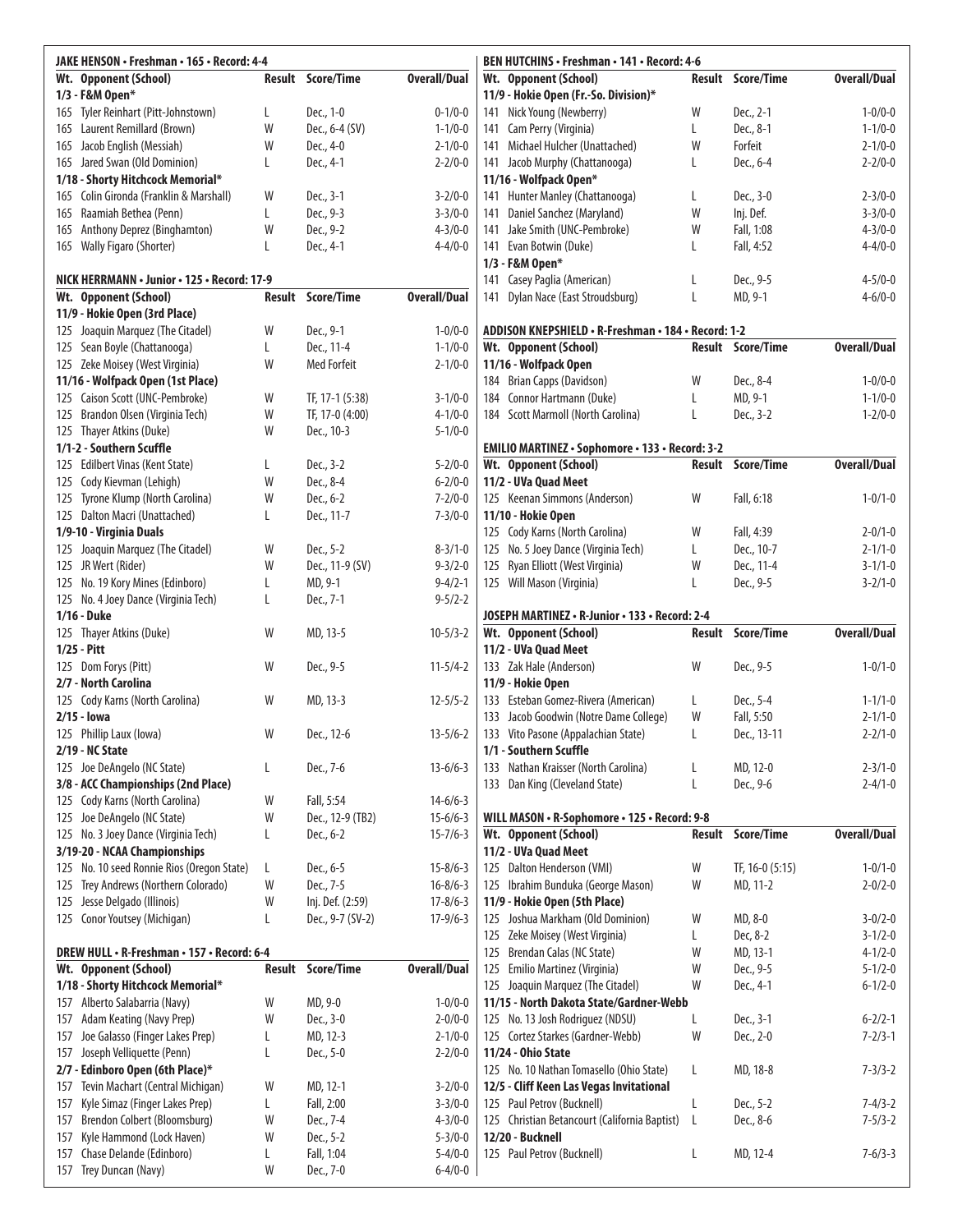### JAKE HENSON • Freshman • 165 • Record: 4-4

| Wt. | Opponent (School) | Result | Score/Time | Overall/Dual |
|---|---|---|---|---|
| **1/3 - F&M Open*** | | | | |
| 165 | Tyler Reinhart (Pitt-Johnstown) | L | Dec., 1-0 | 0-1/0-0 |
| 165 | Laurent Remillard (Brown) | W | Dec., 6-4 (SV) | 1-1/0-0 |
| 165 | Jacob English (Messiah) | W | Dec., 4-0 | 2-1/0-0 |
| 165 | Jared Swan (Old Dominion) | L | Dec., 4-1 | 2-2/0-0 |
| **1/18 - Shorty Hitchcock Memorial*** | | | | |
| 165 | Colin Gironda (Franklin & Marshall) | W | Dec., 3-1 | 3-2/0-0 |
| 165 | Raamiah Bethea (Penn) | L | Dec., 9-3 | 3-3/0-0 |
| 165 | Anthony Deprez (Binghamton) | W | Dec., 9-2 | 4-3/0-0 |
| 165 | Wally Figaro (Shorter) | L | Dec., 4-1 | 4-4/0-0 |

### NICK HERRMANN • Junior • 125 • Record: 17-9

| Wt. | Opponent (School) | Result | Score/Time | Overall/Dual |
|---|---|---|---|---|
| **11/9 - Hokie Open (3rd Place)** | | | | |
| 125 | Joaquin Marquez (The Citadel) | W | Dec., 9-1 | 1-0/0-0 |
| 125 | Sean Boyle (Chattanooga) | L | Dec., 11-4 | 1-1/0-0 |
| 125 | Zeke Moisey (West Virginia) | W | Med Forfeit | 2-1/0-0 |
| **11/16 - Wolfpack Open (1st Place)** | | | | |
| 125 | Caison Scott (UNC-Pembroke) | W | TF, 17-1 (5:38) | 3-1/0-0 |
| 125 | Brandon Olsen (Virginia Tech) | W | TF, 17-0 (4:00) | 4-1/0-0 |
| 125 | Thayer Atkins (Duke) | W | Dec., 10-3 | 5-1/0-0 |
| **1/1-2 - Southern Scuffle** | | | | |
| 125 | Edilbert Vinas (Kent State) | L | Dec., 3-2 | 5-2/0-0 |
| 125 | Cody Kievman (Lehigh) | W | Dec., 8-4 | 6-2/0-0 |
| 125 | Tyrone Klump (North Carolina) | W | Dec., 6-2 | 7-2/0-0 |
| 125 | Dalton Macri (Unattached) | L | Dec., 11-7 | 7-3/0-0 |
| **1/9-10 - Virginia Duals** | | | | |
| 125 | Joaquin Marquez (The Citadel) | W | Dec., 5-2 | 8-3/1-0 |
| 125 | JR Wert (Rider) | W | Dec., 11-9 (SV) | 9-3/2-0 |
| 125 | No. 19 Kory Mines (Edinboro) | L | MD, 9-1 | 9-4/2-1 |
| 125 | No. 4 Joey Dance (Virginia Tech) | L | Dec., 7-1 | 9-5/2-2 |
| **1/16 - Duke** | | | | |
| 125 | Thayer Atkins (Duke) | W | MD, 13-5 | 10-5/3-2 |
| **1/25 - Pitt** | | | | |
| 125 | Dom Forys (Pitt) | W | Dec., 9-5 | 11-5/4-2 |
| **2/7 - North Carolina** | | | | |
| 125 | Cody Karns (North Carolina) | W | MD, 13-3 | 12-5/5-2 |
| **2/15 - Iowa** | | | | |
| 125 | Phillip Laux (Iowa) | W | Dec., 12-6 | 13-5/6-2 |
| **2/19 - NC State** | | | | |
| 125 | Joe DeAngelo (NC State) | L | Dec., 7-6 | 13-6/6-3 |
| **3/8 - ACC Championships (2nd Place)** | | | | |
| 125 | Cody Karns (North Carolina) | W | Fall, 5:54 | 14-6/6-3 |
| 125 | Joe DeAngelo (NC State) | W | Dec., 12-9 (TB2) | 15-6/6-3 |
| 125 | No. 3 Joey Dance (Virginia Tech) | L | Dec., 6-2 | 15-7/6-3 |
| **3/19-20 - NCAA Championships** | | | | |
| 125 | No. 10 seed Ronnie Rios (Oregon State) | L | Dec., 6-5 | 15-8/6-3 |
| 125 | Trey Andrews (Northern Colorado) | W | Dec., 7-5 | 16-8/6-3 |
| 125 | Jesse Delgado (Illinois) | W | Inj. Def. (2:59) | 17-8/6-3 |
| 125 | Conor Youtsey (Michigan) | L | Dec., 9-7 (SV-2) | 17-9/6-3 |

### DREW HULL • R-Freshman • 157 • Record: 6-4

| Wt. | Opponent (School) | Result | Score/Time | Overall/Dual |
|---|---|---|---|---|
| **1/18 - Shorty Hitchcock Memorial*** | | | | |
| 157 | Alberto Salabarria (Navy) | W | MD, 9-0 | 1-0/0-0 |
| 157 | Adam Keating (Navy Prep) | W | Dec., 3-0 | 2-0/0-0 |
| 157 | Joe Galasso (Finger Lakes Prep) | L | MD, 12-3 | 2-1/0-0 |
| 157 | Joseph Velliquette (Penn) | L | Dec., 5-0 | 2-2/0-0 |
| **2/7 - Edinboro Open (6th Place)*** | | | | |
| 157 | Tevin Machart (Central Michigan) | W | MD, 12-1 | 3-2/0-0 |
| 157 | Kyle Simaz (Finger Lakes Prep) | L | Fall, 2:00 | 3-3/0-0 |
| 157 | Brendon Colbert (Bloomsburg) | W | Dec., 7-4 | 4-3/0-0 |
| 157 | Kyle Hammond (Lock Haven) | W | Dec., 5-2 | 5-3/0-0 |
| 157 | Chase Delande (Edinboro) | L | Fall, 1:04 | 5-4/0-0 |
| 157 | Trey Duncan (Navy) | W | Dec., 7-0 | 6-4/0-0 |

### BEN HUTCHINS • Freshman • 141 • Record: 4-6

| Wt. | Opponent (School) | Result | Score/Time | Overall/Dual |
|---|---|---|---|---|
| **11/9 - Hokie Open (Fr.-So. Division)*** | | | | |
| 141 | Nick Young (Newberry) | W | Dec., 2-1 | 1-0/0-0 |
| 141 | Cam Perry (Virginia) | L | Dec., 8-1 | 1-1/0-0 |
| 141 | Michael Hulcher (Unattached) | W | Forfeit | 2-1/0-0 |
| 141 | Jacob Murphy (Chattanooga) | L | Dec., 6-4 | 2-2/0-0 |
| **11/16 - Wolfpack Open*** | | | | |
| 141 | Hunter Manley (Chattanooga) | L | Dec., 3-0 | 2-3/0-0 |
| 141 | Daniel Sanchez (Maryland) | W | Inj. Def. | 3-3/0-0 |
| 141 | Jake Smith (UNC-Pembroke) | W | Fall, 1:08 | 4-3/0-0 |
| 141 | Evan Botwin (Duke) | L | Fall, 4:52 | 4-4/0-0 |
| **1/3 - F&M Open*** | | | | |
| 141 | Casey Paglia (American) | L | Dec., 9-5 | 4-5/0-0 |
| 141 | Dylan Nace (East Stroudsburg) | L | MD, 9-1 | 4-6/0-0 |

### ADDISON KNEPSHIELD • R-Freshman • 184 • Record: 1-2

| Wt. | Opponent (School) | Result | Score/Time | Overall/Dual |
|---|---|---|---|---|
| **11/16 - Wolfpack Open** | | | | |
| 184 | Brian Capps (Davidson) | W | Dec., 8-4 | 1-0/0-0 |
| 184 | Connor Hartmann (Duke) | L | MD, 9-1 | 1-1/0-0 |
| 184 | Scott Marmoll (North Carolina) | L | Dec., 3-2 | 1-2/0-0 |

### EMILIO MARTINEZ • Sophomore • 133 • Record: 3-2

| Wt. | Opponent (School) | Result | Score/Time | Overall/Dual |
|---|---|---|---|---|
| **11/2 - UVa Quad Meet** | | | | |
| 125 | Keenan Simmons (Anderson) | W | Fall, 6:18 | 1-0/1-0 |
| **11/10 - Hokie Open** | | | | |
| 125 | Cody Karns (North Carolina) | W | Fall, 4:39 | 2-0/1-0 |
| 125 | No. 5 Joey Dance (Virginia Tech) | L | Dec., 10-7 | 2-1/1-0 |
| 125 | Ryan Elliott (West Virginia) | W | Dec., 11-4 | 3-1/1-0 |
| 125 | Will Mason (Virginia) | L | Dec., 9-5 | 3-2/1-0 |

### JOSEPH MARTINEZ • R-Junior • 133 • Record: 2-4

| Wt. | Opponent (School) | Result | Score/Time | Overall/Dual |
|---|---|---|---|---|
| **11/2 - UVa Quad Meet** | | | | |
| 133 | Zak Hale (Anderson) | W | Dec., 9-5 | 1-0/1-0 |
| **11/9 - Hokie Open** | | | | |
| 133 | Esteban Gomez-Rivera (American) | L | Dec., 5-4 | 1-1/1-0 |
| 133 | Jacob Goodwin (Notre Dame College) | W | Fall, 5:50 | 2-1/1-0 |
| 133 | Vito Pasone (Appalachian State) | L | Dec., 13-11 | 2-2/1-0 |
| **1/1 - Southern Scuffle** | | | | |
| 133 | Nathan Kraisser (North Carolina) | L | MD, 12-0 | 2-3/1-0 |
| 133 | Dan King (Cleveland State) | L | Dec., 9-6 | 2-4/1-0 |

### WILL MASON • R-Sophomore • 125 • Record: 9-8

| Wt. | Opponent (School) | Result | Score/Time | Overall/Dual |
|---|---|---|---|---|
| **11/2 - UVa Quad Meet** | | | | |
| 125 | Dalton Henderson (VMI) | W | TF, 16-0 (5:15) | 1-0/1-0 |
| 125 | Ibrahim Bunduka (George Mason) | W | MD, 11-2 | 2-0/2-0 |
| **11/9 - Hokie Open (5th Place)** | | | | |
| 125 | Joshua Markham (Old Dominion) | W | MD, 8-0 | 3-0/2-0 |
| 125 | Zeke Moisey (West Virginia) | L | Dec, 8-2 | 3-1/2-0 |
| 125 | Brendan Calas (NC State) | W | MD, 13-1 | 4-1/2-0 |
| 125 | Emilio Martinez (Virginia) | W | Dec., 9-5 | 5-1/2-0 |
| 125 | Joaquin Marquez (The Citadel) | W | Dec., 4-1 | 6-1/2-0 |
| **11/15 - North Dakota State/Gardner-Webb** | | | | |
| 125 | No. 13 Josh Rodriguez (NDSU) | L | Dec., 3-1 | 6-2/2-1 |
| 125 | Cortez Starkes (Gardner-Webb) | W | Dec., 2-0 | 7-2/3-1 |
| **11/24 - Ohio State** | | | | |
| 125 | No. 10 Nathan Tomasello (Ohio State) | L | MD, 18-8 | 7-3/3-2 |
| **12/5 - Cliff Keen Las Vegas Invitational** | | | | |
| 125 | Paul Petrov (Bucknell) | L | Dec., 5-2 | 7-4/3-2 |
| 125 | Christian Betancourt (California Baptist) | L | Dec., 8-6 | 7-5/3-2 |
| **12/20 - Bucknell** | | | | |
| 125 | Paul Petrov (Bucknell) | L | MD, 12-4 | 7-6/3-3 |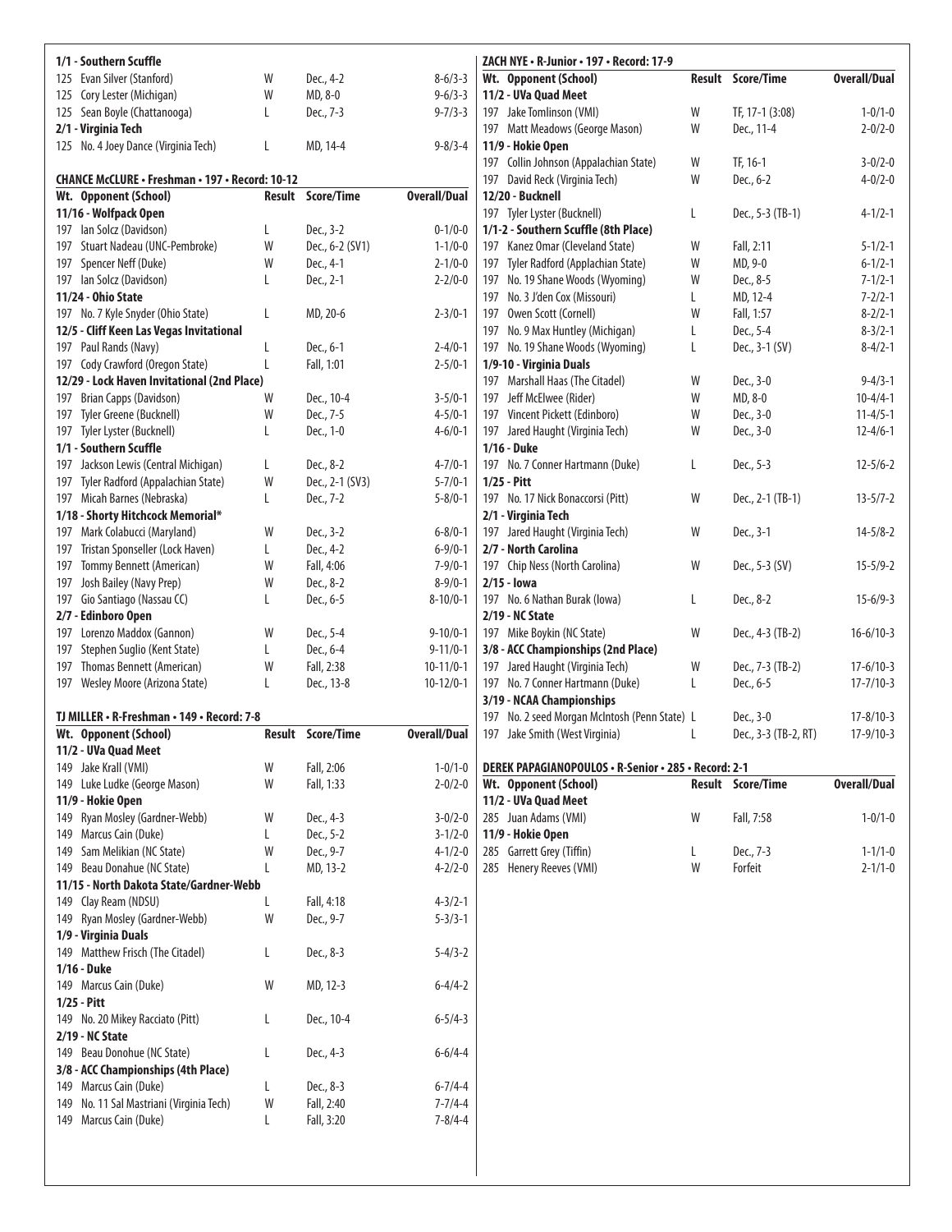| Wt. Opponent (School) | Result | Score/Time | Overall/Dual |
|---|---|---|---|
| **1/1 - Southern Scuffle** | | | |
| 125 Evan Silver (Stanford) | W | Dec., 4-2 | 8-6/3-3 |
| 125 Cory Lester (Michigan) | W | MD, 8-0 | 9-6/3-3 |
| 125 Sean Boyle (Chattanooga) | L | Dec., 7-3 | 9-7/3-3 |
| **2/1 - Virginia Tech** | | | |
| 125 No. 4 Joey Dance (Virginia Tech) | L | MD, 14-4 | 9-8/3-4 |

### CHANCE McCLURE • Freshman • 197 • Record: 10-12

| Wt. Opponent (School) | Result | Score/Time | Overall/Dual |
|---|---|---|---|
| **11/16 - Wolfpack Open** | | | |
| 197 Ian Solcz (Davidson) | L | Dec., 3-2 | 0-1/0-0 |
| 197 Stuart Nadeau (UNC-Pembroke) | W | Dec., 6-2 (SV1) | 1-1/0-0 |
| 197 Spencer Neff (Duke) | W | Dec., 4-1 | 2-1/0-0 |
| 197 Ian Solcz (Davidson) | L | Dec., 2-1 | 2-2/0-0 |
| **11/24 - Ohio State** | | | |
| 197 No. 7 Kyle Snyder (Ohio State) | L | MD, 20-6 | 2-3/0-1 |
| **12/5 - Cliff Keen Las Vegas Invitational** | | | |
| 197 Paul Rands (Navy) | L | Dec., 6-1 | 2-4/0-1 |
| 197 Cody Crawford (Oregon State) | L | Fall, 1:01 | 2-5/0-1 |
| **12/29 - Lock Haven Invitational (2nd Place)** | | | |
| 197 Brian Capps (Davidson) | W | Dec., 10-4 | 3-5/0-1 |
| 197 Tyler Greene (Bucknell) | W | Dec., 7-5 | 4-5/0-1 |
| 197 Tyler Lyster (Bucknell) | L | Dec., 1-0 | 4-6/0-1 |
| **1/1 - Southern Scuffle** | | | |
| 197 Jackson Lewis (Central Michigan) | L | Dec., 8-2 | 4-7/0-1 |
| 197 Tyler Radford (Appalachian State) | W | Dec., 2-1 (SV3) | 5-7/0-1 |
| 197 Micah Barnes (Nebraska) | L | Dec., 7-2 | 5-8/0-1 |
| **1/18 - Shorty Hitchcock Memorial*** | | | |
| 197 Mark Colabucci (Maryland) | W | Dec., 3-2 | 6-8/0-1 |
| 197 Tristan Sponseller (Lock Haven) | L | Dec., 4-2 | 6-9/0-1 |
| 197 Tommy Bennett (American) | W | Fall, 4:06 | 7-9/0-1 |
| 197 Josh Bailey (Navy Prep) | W | Dec., 8-2 | 8-9/0-1 |
| 197 Gio Santiago (Nassau CC) | L | Dec., 6-5 | 8-10/0-1 |
| **2/7 - Edinboro Open** | | | |
| 197 Lorenzo Maddox (Gannon) | W | Dec., 5-4 | 9-10/0-1 |
| 197 Stephen Suglio (Kent State) | L | Dec., 6-4 | 9-11/0-1 |
| 197 Thomas Bennett (American) | W | Fall, 2:38 | 10-11/0-1 |
| 197 Wesley Moore (Arizona State) | L | Dec., 13-8 | 10-12/0-1 |

### TJ MILLER • R-Freshman • 149 • Record: 7-8

| Wt. Opponent (School) | Result | Score/Time | Overall/Dual |
|---|---|---|---|
| **11/2 - UVa Quad Meet** | | | |
| 149 Jake Krall (VMI) | W | Fall, 2:06 | 1-0/1-0 |
| 149 Luke Ludke (George Mason) | W | Fall, 1:33 | 2-0/2-0 |
| **11/9 - Hokie Open** | | | |
| 149 Ryan Mosley (Gardner-Webb) | W | Dec., 4-3 | 3-0/2-0 |
| 149 Marcus Cain (Duke) | L | Dec., 5-2 | 3-1/2-0 |
| 149 Sam Melikian (NC State) | W | Dec., 9-7 | 4-1/2-0 |
| 149 Beau Donahue (NC State) | L | MD, 13-2 | 4-2/2-0 |
| **11/15 - North Dakota State/Gardner-Webb** | | | |
| 149 Clay Ream (NDSU) | L | Fall, 4:18 | 4-3/2-1 |
| 149 Ryan Mosley (Gardner-Webb) | W | Dec., 9-7 | 5-3/3-1 |
| **1/9 - Virginia Duals** | | | |
| 149 Matthew Frisch (The Citadel) | L | Dec., 8-3 | 5-4/3-2 |
| **1/16 - Duke** | | | |
| 149 Marcus Cain (Duke) | W | MD, 12-3 | 6-4/4-2 |
| **1/25 - Pitt** | | | |
| 149 No. 20 Mikey Racciato (Pitt) | L | Dec., 10-4 | 6-5/4-3 |
| **2/19 - NC State** | | | |
| 149 Beau Donahue (NC State) | L | Dec., 4-3 | 6-6/4-4 |
| **3/8 - ACC Championships (4th Place)** | | | |
| 149 Marcus Cain (Duke) | L | Dec., 8-3 | 6-7/4-4 |
| 149 No. 11 Sal Mastriani (Virginia Tech) | W | Fall, 2:40 | 7-7/4-4 |
| 149 Marcus Cain (Duke) | L | Fall, 3:20 | 7-8/4-4 |

### ZACH NYE • R-Junior • 197 • Record: 17-9

| Wt. Opponent (School) | Result | Score/Time | Overall/Dual |
|---|---|---|---|
| **11/2 - UVa Quad Meet** | | | |
| 197 Jake Tomlinson (VMI) | W | TF, 17-1 (3:08) | 1-0/1-0 |
| 197 Matt Meadows (George Mason) | W | Dec., 11-4 | 2-0/2-0 |
| **11/9 - Hokie Open** | | | |
| 197 Collin Johnson (Appalachian State) | W | TF, 16-1 | 3-0/2-0 |
| 197 David Reck (Virginia Tech) | W | Dec., 6-2 | 4-0/2-0 |
| **12/20 - Bucknell** | | | |
| 197 Tyler Lyster (Bucknell) | L | Dec., 5-3 (TB-1) | 4-1/2-1 |
| **1/1-2 - Southern Scuffle (8th Place)** | | | |
| 197 Kanez Omar (Cleveland State) | W | Fall, 2:11 | 5-1/2-1 |
| 197 Tyler Radford (Applachian State) | W | MD, 9-0 | 6-1/2-1 |
| 197 No. 19 Shane Woods (Wyoming) | W | Dec., 8-5 | 7-1/2-1 |
| 197 No. 3 J'den Cox (Missouri) | L | MD, 12-4 | 7-2/2-1 |
| 197 Owen Scott (Cornell) | W | Fall, 1:57 | 8-2/2-1 |
| 197 No. 9 Max Huntley (Michigan) | L | Dec., 5-4 | 8-3/2-1 |
| 197 No. 19 Shane Woods (Wyoming) | L | Dec., 3-1 (SV) | 8-4/2-1 |
| **1/9-10 - Virginia Duals** | | | |
| 197 Marshall Haas (The Citadel) | W | Dec., 3-0 | 9-4/3-1 |
| 197 Jeff McElwee (Rider) | W | MD, 8-0 | 10-4/4-1 |
| 197 Vincent Pickett (Edinboro) | W | Dec., 3-0 | 11-4/5-1 |
| 197 Jared Haught (Virginia Tech) | W | Dec., 3-0 | 12-4/6-1 |
| **1/16 - Duke** | | | |
| 197 No. 7 Conner Hartmann (Duke) | L | Dec., 5-3 | 12-5/6-2 |
| **1/25 - Pitt** | | | |
| 197 No. 17 Nick Bonaccorsi (Pitt) | W | Dec., 2-1 (TB-1) | 13-5/7-2 |
| **2/1 - Virginia Tech** | | | |
| 197 Jared Haught (Virginia Tech) | W | Dec., 3-1 | 14-5/8-2 |
| **2/7 - North Carolina** | | | |
| 197 Chip Ness (North Carolina) | W | Dec., 5-3 (SV) | 15-5/9-2 |
| **2/15 - Iowa** | | | |
| 197 No. 6 Nathan Burak (Iowa) | L | Dec., 8-2 | 15-6/9-3 |
| **2/19 - NC State** | | | |
| 197 Mike Boykin (NC State) | W | Dec., 4-3 (TB-2) | 16-6/10-3 |
| **3/8 - ACC Championships (2nd Place)** | | | |
| 197 Jared Haught (Virginia Tech) | W | Dec., 7-3 (TB-2) | 17-6/10-3 |
| 197 No. 7 Conner Hartmann (Duke) | L | Dec., 6-5 | 17-7/10-3 |
| **3/19 - NCAA Championships** | | | |
| 197 No. 2 seed Morgan McIntosh (Penn State) | L | Dec., 3-0 | 17-8/10-3 |
| 197 Jake Smith (West Virginia) | L | Dec., 3-3 (TB-2, RT) | 17-9/10-3 |

### DEREK PAPAGIANOPOULOS • R-Senior • 285 • Record: 2-1

| Wt. Opponent (School) | Result | Score/Time | Overall/Dual |
|---|---|---|---|
| **11/2 - UVa Quad Meet** | | | |
| 285 Juan Adams (VMI) | W | Fall, 7:58 | 1-0/1-0 |
| **11/9 - Hokie Open** | | | |
| 285 Garrett Grey (Tiffin) | L | Dec., 7-3 | 1-1/1-0 |
| 285 Henery Reeves (VMI) | W | Forfeit | 2-1/1-0 |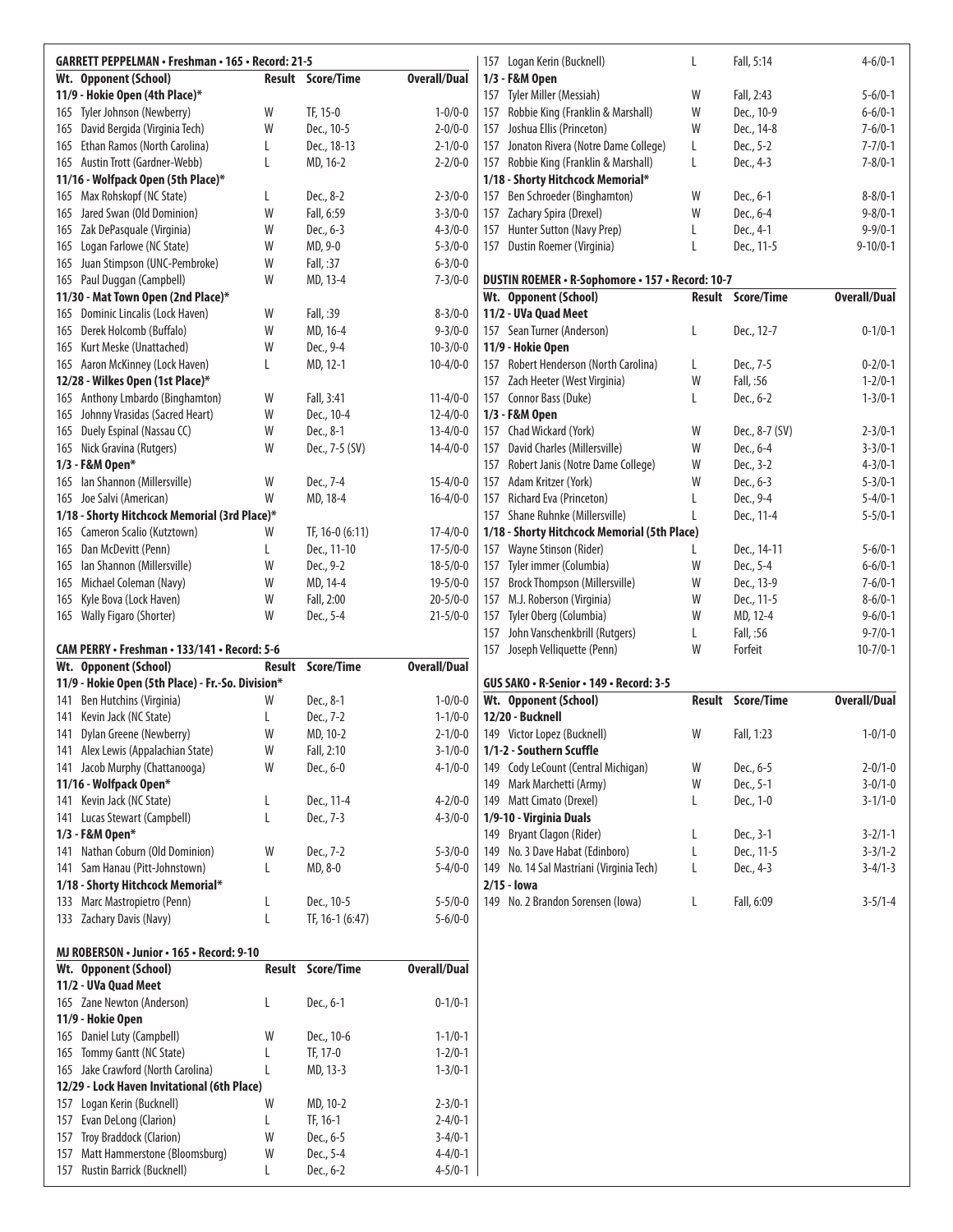**GARRETT PEPPELMAN • Freshman • 165 • Record: 21-5**

| Wt. | Opponent (School) | Result | Score/Time | Overall/Dual |
|---|---|---|---|---|
| **11/9 - Hokie Open (4th Place)*** | | | | |
| 165 | Tyler Johnson (Newberry) | W | TF, 15-0 | 1-0/0-0 |
| 165 | David Bergida (Virginia Tech) | W | Dec., 10-5 | 2-0/0-0 |
| 165 | Ethan Ramos (North Carolina) | L | Dec., 18-13 | 2-1/0-0 |
| 165 | Austin Trott (Gardner-Webb) | L | MD, 16-2 | 2-2/0-0 |
| **11/16 - Wolfpack Open (5th Place)*** | | | | |
| 165 | Max Rohskopf (NC State) | L | Dec., 8-2 | 2-3/0-0 |
| 165 | Jared Swan (Old Dominion) | W | Fall, 6:59 | 3-3/0-0 |
| 165 | Zak DePasquale (Virginia) | W | Dec., 6-3 | 4-3/0-0 |
| 165 | Logan Farlowe (NC State) | W | MD, 9-0 | 5-3/0-0 |
| 165 | Juan Stimpson (UNC-Pembroke) | W | Fall, :37 | 6-3/0-0 |
| 165 | Paul Duggan (Campbell) | W | MD, 13-4 | 7-3/0-0 |
| **11/30 - Mat Town Open (2nd Place)*** | | | | |
| 165 | Dominic Lincalis (Lock Haven) | W | Fall, :39 | 8-3/0-0 |
| 165 | Derek Holcomb (Buffalo) | W | MD, 16-4 | 9-3/0-0 |
| 165 | Kurt Meske (Unattached) | W | Dec., 9-4 | 10-3/0-0 |
| 165 | Aaron McKinney (Lock Haven) | L | MD, 12-1 | 10-4/0-0 |
| **12/28 - Wilkes Open (1st Place)*** | | | | |
| 165 | Anthony Lmbardo (Binghamton) | W | Fall, 3:41 | 11-4/0-0 |
| 165 | Johnny Vrasidas (Sacred Heart) | W | Dec., 10-4 | 12-4/0-0 |
| 165 | Duely Espinal (Nassau CC) | W | Dec., 8-1 | 13-4/0-0 |
| 165 | Nick Gravina (Rutgers) | W | Dec., 7-5 (SV) | 14-4/0-0 |
| **1/3 - F&M Open*** | | | | |
| 165 | Ian Shannon (Millersville) | W | Dec., 7-4 | 15-4/0-0 |
| 165 | Joe Salvi (American) | W | MD, 18-4 | 16-4/0-0 |
| **1/18 - Shorty Hitchcock Memorial (3rd Place)*** | | | | |
| 165 | Cameron Scalio (Kutztown) | W | TF, 16-0 (6:11) | 17-4/0-0 |
| 165 | Dan McDevitt (Penn) | L | Dec., 11-10 | 17-5/0-0 |
| 165 | Ian Shannon (Millersville) | W | Dec., 9-2 | 18-5/0-0 |
| 165 | Michael Coleman (Navy) | W | MD, 14-4 | 19-5/0-0 |
| 165 | Kyle Bova (Lock Haven) | W | Fall, 2:00 | 20-5/0-0 |
| 165 | Wally Figaro (Shorter) | W | Dec., 5-4 | 21-5/0-0 |

**CAM PERRY • Freshman • 133/141 • Record: 5-6**

| Wt. | Opponent (School) | Result | Score/Time | Overall/Dual |
|---|---|---|---|---|
| **11/9 - Hokie Open (5th Place) - Fr.-So. Division*** | | | | |
| 141 | Ben Hutchins (Virginia) | W | Dec., 8-1 | 1-0/0-0 |
| 141 | Kevin Jack (NC State) | L | Dec., 7-2 | 1-1/0-0 |
| 141 | Dylan Greene (Newberry) | W | MD, 10-2 | 2-1/0-0 |
| 141 | Alex Lewis (Appalachian State) | W | Fall, 2:10 | 3-1/0-0 |
| 141 | Jacob Murphy (Chattanooga) | W | Dec., 6-0 | 4-1/0-0 |
| **11/16 - Wolfpack Open*** | | | | |
| 141 | Kevin Jack (NC State) | L | Dec., 11-4 | 4-2/0-0 |
| 141 | Lucas Stewart (Campbell) | L | Dec., 7-3 | 4-3/0-0 |
| **1/3 - F&M Open*** | | | | |
| 141 | Nathan Coburn (Old Dominion) | W | Dec., 7-2 | 5-3/0-0 |
| 141 | Sam Hanau (Pitt-Johnstown) | L | MD, 8-0 | 5-4/0-0 |
| **1/18 - Shorty Hitchcock Memorial*** | | | | |
| 133 | Marc Mastropietro (Penn) | L | Dec., 10-5 | 5-5/0-0 |
| 133 | Zachary Davis (Navy) | L | TF, 16-1 (6:47) | 5-6/0-0 |

**MJ ROBERSON • Junior • 165 • Record: 9-10**

| Wt. | Opponent (School) | Result | Score/Time | Overall/Dual |
|---|---|---|---|---|
| **11/2 - UVa Quad Meet** | | | | |
| 165 | Zane Newton (Anderson) | L | Dec., 6-1 | 0-1/0-1 |
| **11/9 - Hokie Open** | | | | |
| 165 | Daniel Luty (Campbell) | W | Dec., 10-6 | 1-1/0-1 |
| 165 | Tommy Gantt (NC State) | L | TF, 17-0 | 1-2/0-1 |
| 165 | Jake Crawford (North Carolina) | L | MD, 13-3 | 1-3/0-1 |
| **12/29 - Lock Haven Invitational (6th Place)** | | | | |
| 157 | Logan Kerin (Bucknell) | W | MD, 10-2 | 2-3/0-1 |
| 157 | Evan DeLong (Clarion) | L | TF, 16-1 | 2-4/0-1 |
| 157 | Troy Braddock (Clarion) | W | Dec., 6-5 | 3-4/0-1 |
| 157 | Matt Hammerstone (Bloomsburg) | W | Dec., 5-4 | 4-4/0-1 |
| 157 | Rustin Barrick (Bucknell) | L | Dec., 6-2 | 4-5/0-1 |
| 157 | Logan Kerin (Bucknell) | L | Fall, 5:14 | 4-6/0-1 |
| **1/3 - F&M Open** | | | | |
| 157 | Tyler Miller (Messiah) | W | Fall, 2:43 | 5-6/0-1 |
| 157 | Robbie King (Franklin & Marshall) | W | Dec., 10-9 | 6-6/0-1 |
| 157 | Joshua Ellis (Princeton) | W | Dec., 14-8 | 7-6/0-1 |
| 157 | Jonaton Rivera (Notre Dame College) | L | Dec., 5-2 | 7-7/0-1 |
| 157 | Robbie King (Franklin & Marshall) | L | Dec., 4-3 | 7-8/0-1 |
| **1/18 - Shorty Hitchcock Memorial*** | | | | |
| 157 | Ben Schroeder (Binghamton) | W | Dec., 6-1 | 8-8/0-1 |
| 157 | Zachary Spira (Drexel) | W | Dec., 6-4 | 9-8/0-1 |
| 157 | Hunter Sutton (Navy Prep) | L | Dec., 4-1 | 9-9/0-1 |
| 157 | Dustin Roemer (Virginia) | L | Dec., 11-5 | 9-10/0-1 |

**DUSTIN ROEMER • R-Sophomore • 157 • Record: 10-7**

| Wt. | Opponent (School) | Result | Score/Time | Overall/Dual |
|---|---|---|---|---|
| **11/2 - UVa Quad Meet** | | | | |
| 157 | Sean Turner (Anderson) | L | Dec., 12-7 | 0-1/0-1 |
| **11/9 - Hokie Open** | | | | |
| 157 | Robert Henderson (North Carolina) | L | Dec., 7-5 | 0-2/0-1 |
| 157 | Zach Heeter (West Virginia) | W | Fall, :56 | 1-2/0-1 |
| 157 | Connor Bass (Duke) | L | Dec., 6-2 | 1-3/0-1 |
| **1/3 - F&M Open** | | | | |
| 157 | Chad Wickard (York) | W | Dec., 8-7 (SV) | 2-3/0-1 |
| 157 | David Charles (Millersville) | W | Dec., 6-4 | 3-3/0-1 |
| 157 | Robert Janis (Notre Dame College) | W | Dec., 3-2 | 4-3/0-1 |
| 157 | Adam Kritzer (York) | W | Dec., 6-3 | 5-3/0-1 |
| 157 | Richard Eva (Princeton) | L | Dec., 9-4 | 5-4/0-1 |
| 157 | Shane Ruhnke (Millersville) | L | Dec., 11-4 | 5-5/0-1 |
| **1/18 - Shorty Hitchcock Memorial (5th Place)** | | | | |
| 157 | Wayne Stinson (Rider) | L | Dec., 14-11 | 5-6/0-1 |
| 157 | Tyler immer (Columbia) | W | Dec., 5-4 | 6-6/0-1 |
| 157 | Brock Thompson (Millersville) | W | Dec., 13-9 | 7-6/0-1 |
| 157 | M.J. Roberson (Virginia) | W | Dec., 11-5 | 8-6/0-1 |
| 157 | Tyler Oberg (Columbia) | W | MD, 12-4 | 9-6/0-1 |
| 157 | John Vanschenkbrill (Rutgers) | L | Fall, :56 | 9-7/0-1 |
| 157 | Joseph Velliquette (Penn) | W | Forfeit | 10-7/0-1 |

**GUS SAKO • R-Senior • 149 • Record: 3-5**

| Wt. | Opponent (School) | Result | Score/Time | Overall/Dual |
|---|---|---|---|---|
| **12/20 - Bucknell** | | | | |
| 149 | Victor Lopez (Bucknell) | W | Fall, 1:23 | 1-0/1-0 |
| **1/1-2 - Southern Scuffle** | | | | |
| 149 | Cody LeCount (Central Michigan) | W | Dec., 6-5 | 2-0/1-0 |
| 149 | Mark Marchetti (Army) | W | Dec., 5-1 | 3-0/1-0 |
| 149 | Matt Cimato (Drexel) | L | Dec., 1-0 | 3-1/1-0 |
| **1/9-10 - Virginia Duals** | | | | |
| 149 | Bryant Clagon (Rider) | L | Dec., 3-1 | 3-2/1-1 |
| 149 | No. 3 Dave Habat (Edinboro) | L | Dec., 11-5 | 3-3/1-2 |
| 149 | No. 14 Sal Mastriani (Virginia Tech) | L | Dec., 4-3 | 3-4/1-3 |
| **2/15 - Iowa** | | | | |
| 149 | No. 2 Brandon Sorensen (Iowa) | L | Fall, 6:09 | 3-5/1-4 |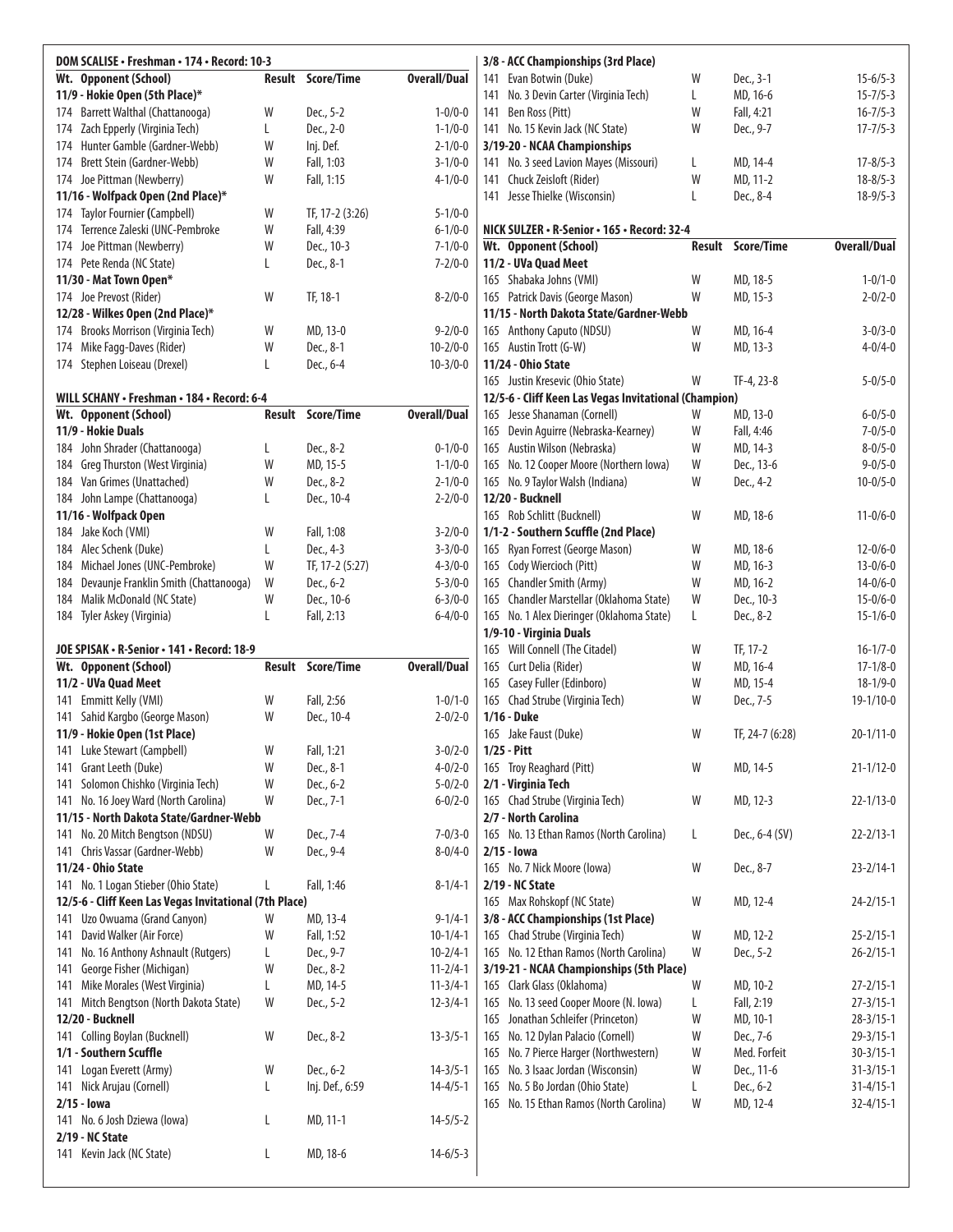### DOM SCALISE • Freshman • 174 • Record: 10-3

| Wt. | Opponent (School) | Result | Score/Time | Overall/Dual |
|---|---|---|---|---|
| **11/9 - Hokie Open (5th Place)*** | | | | |
| 174 | Barrett Walthal (Chattanooga) | W | Dec., 5-2 | 1-0/0-0 |
| 174 | Zach Epperly (Virginia Tech) | L | Dec., 2-0 | 1-1/0-0 |
| 174 | Hunter Gamble (Gardner-Webb) | W | Inj. Def. | 2-1/0-0 |
| 174 | Brett Stein (Gardner-Webb) | W | Fall, 1:03 | 3-1/0-0 |
| 174 | Joe Pittman (Newberry) | W | Fall, 1:15 | 4-1/0-0 |
| **11/16 - Wolfpack Open (2nd Place)*** | | | | |
| 174 | Taylor Fournier (Campbell) | W | TF, 17-2 (3:26) | 5-1/0-0 |
| 174 | Terrence Zaleski (UNC-Pembroke | W | Fall, 4:39 | 6-1/0-0 |
| 174 | Joe Pittman (Newberry) | W | Dec., 10-3 | 7-1/0-0 |
| 174 | Pete Renda (NC State) | L | Dec., 8-1 | 7-2/0-0 |
| **11/30 - Mat Town Open*** | | | | |
| 174 | Joe Prevost (Rider) | W | TF, 18-1 | 8-2/0-0 |
| **12/28 - Wilkes Open (2nd Place)*** | | | | |
| 174 | Brooks Morrison (Virginia Tech) | W | MD, 13-0 | 9-2/0-0 |
| 174 | Mike Fagg-Daves (Rider) | W | Dec., 8-1 | 10-2/0-0 |
| 174 | Stephen Loiseau (Drexel) | L | Dec., 6-4 | 10-3/0-0 |

### WILL SCHANY • Freshman • 184 • Record: 6-4

| Wt. | Opponent (School) | Result | Score/Time | Overall/Dual |
|---|---|---|---|---|
| **11/9 - Hokie Duals** | | | | |
| 184 | John Shrader (Chattanooga) | L | Dec., 8-2 | 0-1/0-0 |
| 184 | Greg Thurston (West Virginia) | W | MD, 15-5 | 1-1/0-0 |
| 184 | Van Grimes (Unattached) | W | Dec., 8-2 | 2-1/0-0 |
| 184 | John Lampe (Chattanooga) | L | Dec., 10-4 | 2-2/0-0 |
| **11/16 - Wolfpack Open** | | | | |
| 184 | Jake Koch (VMI) | W | Fall, 1:08 | 3-2/0-0 |
| 184 | Alec Schenk (Duke) | L | Dec., 4-3 | 3-3/0-0 |
| 184 | Michael Jones (UNC-Pembroke) | W | TF, 17-2 (5:27) | 4-3/0-0 |
| 184 | Devaunje Franklin Smith (Chattanooga) | W | Dec., 6-2 | 5-3/0-0 |
| 184 | Malik McDonald (NC State) | W | Dec., 10-6 | 6-3/0-0 |
| 184 | Tyler Askey (Virginia) | L | Fall, 2:13 | 6-4/0-0 |

### JOE SPISAK • R-Senior • 141 • Record: 18-9

| Wt. | Opponent (School) | Result | Score/Time | Overall/Dual |
|---|---|---|---|---|
| **11/2 - UVa Quad Meet** | | | | |
| 141 | Emmitt Kelly (VMI) | W | Fall, 2:56 | 1-0/1-0 |
| 141 | Sahid Kargbo (George Mason) | W | Dec., 10-4 | 2-0/2-0 |
| **11/9 - Hokie Open (1st Place)** | | | | |
| 141 | Luke Stewart (Campbell) | W | Fall, 1:21 | 3-0/2-0 |
| 141 | Grant Leeth (Duke) | W | Dec., 8-1 | 4-0/2-0 |
| 141 | Solomon Chishko (Virginia Tech) | W | Dec., 6-2 | 5-0/2-0 |
| 141 | No. 16 Joey Ward (North Carolina) | W | Dec., 7-1 | 6-0/2-0 |
| **11/15 - North Dakota State/Gardner-Webb** | | | | |
| 141 | No. 20 Mitch Bengtson (NDSU) | W | Dec., 7-4 | 7-0/3-0 |
| 141 | Chris Vassar (Gardner-Webb) | W | Dec., 9-4 | 8-0/4-0 |
| **11/24 - Ohio State** | | | | |
| 141 | No. 1 Logan Stieber (Ohio State) | L | Fall, 1:46 | 8-1/4-1 |
| **12/5-6 - Cliff Keen Las Vegas Invitational (7th Place)** | | | | |
| 141 | Uzo Owuama (Grand Canyon) | W | MD, 13-4 | 9-1/4-1 |
| 141 | David Walker (Air Force) | W | Fall, 1:52 | 10-1/4-1 |
| 141 | No. 16 Anthony Ashnault (Rutgers) | L | Dec., 9-7 | 10-2/4-1 |
| 141 | George Fisher (Michigan) | W | Dec., 8-2 | 11-2/4-1 |
| 141 | Mike Morales (West Virginia) | L | MD, 14-5 | 11-3/4-1 |
| 141 | Mitch Bengtson (North Dakota State) | W | Dec., 5-2 | 12-3/4-1 |
| **12/20 - Bucknell** | | | | |
| 141 | Colling Boylan (Bucknell) | W | Dec., 8-2 | 13-3/5-1 |
| **1/1 - Southern Scuffle** | | | | |
| 141 | Logan Everett (Army) | W | Dec., 6-2 | 14-3/5-1 |
| 141 | Nick Arujau (Cornell) | L | Inj. Def., 6:59 | 14-4/5-1 |
| **2/15 - Iowa** | | | | |
| 141 | No. 6 Josh Dziewa (Iowa) | L | MD, 11-1 | 14-5/5-2 |
| **2/19 - NC State** | | | | |
| 141 | Kevin Jack (NC State) | L | MD, 18-6 | 14-6/5-3 |
| **3/8 - ACC Championships (3rd Place)** | | | | |
| 141 | Evan Botwin (Duke) | W | Dec., 3-1 | 15-6/5-3 |
| 141 | No. 3 Devin Carter (Virginia Tech) | L | MD, 16-6 | 15-7/5-3 |
| 141 | Ben Ross (Pitt) | W | Fall, 4:21 | 16-7/5-3 |
| 141 | No. 15 Kevin Jack (NC State) | W | Dec., 9-7 | 17-7/5-3 |
| **3/19-20 - NCAA Championships** | | | | |
| 141 | No. 3 seed Lavion Mayes (Missouri) | L | MD, 14-4 | 17-8/5-3 |
| 141 | Chuck Zeisloft (Rider) | W | MD, 11-2 | 18-8/5-3 |
| 141 | Jesse Thielke (Wisconsin) | L | Dec., 8-4 | 18-9/5-3 |

### NICK SULZER • R-Senior • 165 • Record: 32-4

| Wt. | Opponent (School) | Result | Score/Time | Overall/Dual |
|---|---|---|---|---|
| **11/2 - UVa Quad Meet** | | | | |
| 165 | Shabaka Johns (VMI) | W | MD, 18-5 | 1-0/1-0 |
| 165 | Patrick Davis (George Mason) | W | MD, 15-3 | 2-0/2-0 |
| **11/15 - North Dakota State/Gardner-Webb** | | | | |
| 165 | Anthony Caputo (NDSU) | W | MD, 16-4 | 3-0/3-0 |
| 165 | Austin Trott (G-W) | W | MD, 13-3 | 4-0/4-0 |
| **11/24 - Ohio State** | | | | |
| 165 | Justin Kresevic (Ohio State) | W | TF-4, 23-8 | 5-0/5-0 |
| **12/5-6 - Cliff Keen Las Vegas Invitational (Champion)** | | | | |
| 165 | Jesse Shanaman (Cornell) | W | MD, 13-0 | 6-0/5-0 |
| 165 | Devin Aguirre (Nebraska-Kearney) | W | Fall, 4:46 | 7-0/5-0 |
| 165 | Austin Wilson (Nebraska) | W | MD, 14-3 | 8-0/5-0 |
| 165 | No. 12 Cooper Moore (Northern Iowa) | W | Dec., 13-6 | 9-0/5-0 |
| 165 | No. 9 Taylor Walsh (Indiana) | W | Dec., 4-2 | 10-0/5-0 |
| **12/20 - Bucknell** | | | | |
| 165 | Rob Schlitt (Bucknell) | W | MD, 18-6 | 11-0/6-0 |
| **1/1-2 - Southern Scuffle (2nd Place)** | | | | |
| 165 | Ryan Forrest (George Mason) | W | MD, 18-6 | 12-0/6-0 |
| 165 | Cody Wiercioch (Pitt) | W | MD, 16-3 | 13-0/6-0 |
| 165 | Chandler Smith (Army) | W | MD, 16-2 | 14-0/6-0 |
| 165 | Chandler Marstellar (Oklahoma State) | W | Dec., 10-3 | 15-0/6-0 |
| 165 | No. 1 Alex Dieringer (Oklahoma State) | L | Dec., 8-2 | 15-1/6-0 |
| **1/9-10 - Virginia Duals** | | | | |
| 165 | Will Connell (The Citadel) | W | TF, 17-2 | 16-1/7-0 |
| 165 | Curt Delia (Rider) | W | MD, 16-4 | 17-1/8-0 |
| 165 | Casey Fuller (Edinboro) | W | MD, 15-4 | 18-1/9-0 |
| 165 | Chad Strube (Virginia Tech) | W | Dec., 7-5 | 19-1/10-0 |
| **1/16 - Duke** | | | | |
| 165 | Jake Faust (Duke) | W | TF, 24-7 (6:28) | 20-1/11-0 |
| **1/25 - Pitt** | | | | |
| 165 | Troy Reaghard (Pitt) | W | MD, 14-5 | 21-1/12-0 |
| **2/1 - Virginia Tech** | | | | |
| 165 | Chad Strube (Virginia Tech) | W | MD, 12-3 | 22-1/13-0 |
| **2/7 - North Carolina** | | | | |
| 165 | No. 13 Ethan Ramos (North Carolina) | L | Dec., 6-4 (SV) | 22-2/13-1 |
| **2/15 - Iowa** | | | | |
| 165 | No. 7 Nick Moore (Iowa) | W | Dec., 8-7 | 23-2/14-1 |
| **2/19 - NC State** | | | | |
| 165 | Max Rohskopf (NC State) | W | MD, 12-4 | 24-2/15-1 |
| **3/8 - ACC Championships (1st Place)** | | | | |
| 165 | Chad Strube (Virginia Tech) | W | MD, 12-2 | 25-2/15-1 |
| 165 | No. 12 Ethan Ramos (North Carolina) | W | Dec., 5-2 | 26-2/15-1 |
| **3/19-21 - NCAA Championships (5th Place)** | | | | |
| 165 | Clark Glass (Oklahoma) | W | MD, 10-2 | 27-2/15-1 |
| 165 | No. 13 seed Cooper Moore (N. Iowa) | L | Fall, 2:19 | 27-3/15-1 |
| 165 | Jonathan Schleifer (Princeton) | W | MD, 10-1 | 28-3/15-1 |
| 165 | No. 12 Dylan Palacio (Cornell) | W | Dec., 7-6 | 29-3/15-1 |
| 165 | No. 7 Pierce Harger (Northwestern) | W | Med. Forfeit | 30-3/15-1 |
| 165 | No. 3 Isaac Jordan (Wisconsin) | W | Dec., 11-6 | 31-3/15-1 |
| 165 | No. 5 Bo Jordan (Ohio State) | L | Dec., 6-2 | 31-4/15-1 |
| 165 | No. 15 Ethan Ramos (North Carolina) | W | MD, 12-4 | 32-4/15-1 |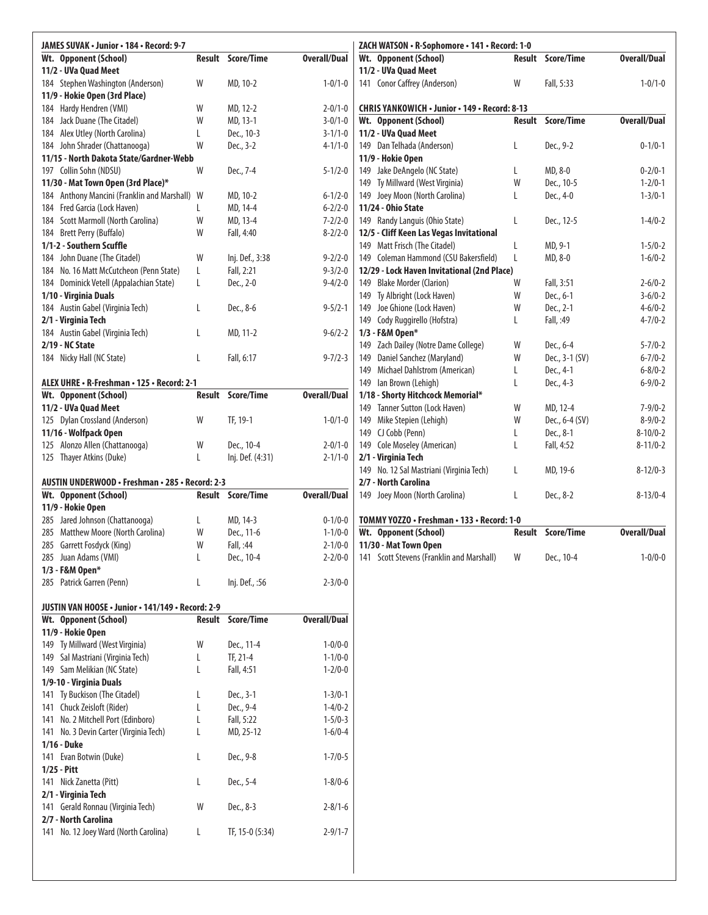**JAMES SUVAK • Junior • 184 • Record: 9-7**

| Wt. Opponent (School) | Result | Score/Time | Overall/Dual |
|---|---|---|---|
| **11/2 - UVa Quad Meet** | | | |
| 184 Stephen Washington (Anderson) | W | MD, 10-2 | 1-0/1-0 |
| **11/9 - Hokie Open (3rd Place)** | | | |
| 184 Hardy Hendren (VMI) | W | MD, 12-2 | 2-0/1-0 |
| 184 Jack Duane (The Citadel) | W | MD, 13-1 | 3-0/1-0 |
| 184 Alex Utley (North Carolina) | L | Dec., 10-3 | 3-1/1-0 |
| 184 John Shrader (Chattanooga) | W | Dec., 3-2 | 4-1/1-0 |
| **11/15 - North Dakota State/Gardner-Webb** | | | |
| 197 Collin Sohn (NDSU) | W | Dec., 7-4 | 5-1/2-0 |
| **11/30 - Mat Town Open (3rd Place)*** | | | |
| 184 Anthony Mancini (Franklin and Marshall) | W | MD, 10-2 | 6-1/2-0 |
| 184 Fred Garcia (Lock Haven) | L | MD, 14-4 | 6-2/2-0 |
| 184 Scott Marmoll (North Carolina) | W | MD, 13-4 | 7-2/2-0 |
| 184 Brett Perry (Buffalo) | W | Fall, 4:40 | 8-2/2-0 |
| **1/1-2 - Southern Scuffle** | | | |
| 184 John Duane (The Citadel) | W | Inj. Def., 3:38 | 9-2/2-0 |
| 184 No. 16 Matt McCutcheon (Penn State) | L | Fall, 2:21 | 9-3/2-0 |
| 184 Dominick Vetell (Appalachian State) | L | Dec., 2-0 | 9-4/2-0 |
| **1/10 - Virginia Duals** | | | |
| 184 Austin Gabel (Virginia Tech) | L | Dec., 8-6 | 9-5/2-1 |
| **2/1 - Virginia Tech** | | | |
| 184 Austin Gabel (Virginia Tech) | L | MD, 11-2 | 9-6/2-2 |
| **2/19 - NC State** | | | |
| 184 Nicky Hall (NC State) | L | Fall, 6:17 | 9-7/2-3 |

**ALEX UHRE • R-Freshman • 125 • Record: 2-1**

| Wt. Opponent (School) | Result | Score/Time | Overall/Dual |
|---|---|---|---|
| **11/2 - UVa Quad Meet** | | | |
| 125 Dylan Crossland (Anderson) | W | TF, 19-1 | 1-0/1-0 |
| **11/16 - Wolfpack Open** | | | |
| 125 Alonzo Allen (Chattanooga) | W | Dec., 10-4 | 2-0/1-0 |
| 125 Thayer Atkins (Duke) | L | Inj. Def. (4:31) | 2-1/1-0 |

**AUSTIN UNDERWOOD • Freshman • 285 • Record: 2-3**

| Wt. Opponent (School) | Result | Score/Time | Overall/Dual |
|---|---|---|---|
| **11/9 - Hokie Open** | | | |
| 285 Jared Johnson (Chattanooga) | L | MD, 14-3 | 0-1/0-0 |
| 285 Matthew Moore (North Carolina) | W | Dec., 11-6 | 1-1/0-0 |
| 285 Garrett Fosdyck (King) | W | Fall, :44 | 2-1/0-0 |
| 285 Juan Adams (VMI) | L | Dec., 10-4 | 2-2/0-0 |
| **1/3 - F&M Open*** | | | |
| 285 Patrick Garren (Penn) | L | Inj. Def., :56 | 2-3/0-0 |

**JUSTIN VAN HOOSE • Junior • 141/149 • Record: 2-9**

| Wt. Opponent (School) | Result | Score/Time | Overall/Dual |
|---|---|---|---|
| **11/9 - Hokie Open** | | | |
| 149 Ty Millward (West Virginia) | W | Dec., 11-4 | 1-0/0-0 |
| 149 Sal Mastriani (Virginia Tech) | L | TF, 21-4 | 1-1/0-0 |
| 149 Sam Melikian (NC State) | L | Fall, 4:51 | 1-2/0-0 |
| **1/9-10 - Virginia Duals** | | | |
| 141 Ty Buckison (The Citadel) | L | Dec., 3-1 | 1-3/0-1 |
| 141 Chuck Zeisloft (Rider) | L | Dec., 9-4 | 1-4/0-2 |
| 141 No. 2 Mitchell Port (Edinboro) | L | Fall, 5:22 | 1-5/0-3 |
| 141 No. 3 Devin Carter (Virginia Tech) | L | MD, 25-12 | 1-6/0-4 |
| **1/16 - Duke** | | | |
| 141 Evan Botwin (Duke) | L | Dec., 9-8 | 1-7/0-5 |
| **1/25 - Pitt** | | | |
| 141 Nick Zanetta (Pitt) | L | Dec., 5-4 | 1-8/0-6 |
| **2/1 - Virginia Tech** | | | |
| 141 Gerald Ronnau (Virginia Tech) | W | Dec., 8-3 | 2-8/1-6 |
| **2/7 - North Carolina** | | | |
| 141 No. 12 Joey Ward (North Carolina) | L | TF, 15-0 (5:34) | 2-9/1-7 |

**ZACH WATSON • R-Sophomore • 141 • Record: 1-0**

| Wt. Opponent (School) | Result | Score/Time | Overall/Dual |
|---|---|---|---|
| **11/2 - UVa Quad Meet** | | | |
| 141 Conor Caffrey (Anderson) | W | Fall, 5:33 | 1-0/1-0 |

**CHRIS YANKOWICH • Junior • 149 • Record: 8-13**

| Wt. Opponent (School) | Result | Score/Time | Overall/Dual |
|---|---|---|---|
| **11/2 - UVa Quad Meet** | | | |
| 149 Dan Telhada (Anderson) | L | Dec., 9-2 | 0-1/0-1 |
| **11/9 - Hokie Open** | | | |
| 149 Jake DeAngelo (NC State) | L | MD, 8-0 | 0-2/0-1 |
| 149 Ty Millward (West Virginia) | W | Dec., 10-5 | 1-2/0-1 |
| 149 Joey Moon (North Carolina) | L | Dec., 4-0 | 1-3/0-1 |
| **11/24 - Ohio State** | | | |
| 149 Randy Languis (Ohio State) | L | Dec., 12-5 | 1-4/0-2 |
| **12/5 - Cliff Keen Las Vegas Invitational** | | | |
| 149 Matt Frisch (The Citadel) | L | MD, 9-1 | 1-5/0-2 |
| 149 Coleman Hammond (CSU Bakersfield) | L | MD, 8-0 | 1-6/0-2 |
| **12/29 - Lock Haven Invitational (2nd Place)** | | | |
| 149 Blake Morder (Clarion) | W | Fall, 3:51 | 2-6/0-2 |
| 149 Ty Albright (Lock Haven) | W | Dec., 6-1 | 3-6/0-2 |
| 149 Joe Ghione (Lock Haven) | W | Dec., 2-1 | 4-6/0-2 |
| 149 Cody Ruggirello (Hofstra) | L | Fall, :49 | 4-7/0-2 |
| **1/3 - F&M Open*** | | | |
| 149 Zach Dailey (Notre Dame College) | W | Dec., 6-4 | 5-7/0-2 |
| 149 Daniel Sanchez (Maryland) | W | Dec., 3-1 (SV) | 6-7/0-2 |
| 149 Michael Dahlstrom (American) | L | Dec., 4-1 | 6-8/0-2 |
| 149 Ian Brown (Lehigh) | L | Dec., 4-3 | 6-9/0-2 |
| **1/18 - Shorty Hitchcock Memorial*** | | | |
| 149 Tanner Sutton (Lock Haven) | W | MD, 12-4 | 7-9/0-2 |
| 149 Mike Stepien (Lehigh) | W | Dec., 6-4 (SV) | 8-9/0-2 |
| 149 CJ Cobb (Penn) | L | Dec., 8-1 | 8-10/0-2 |
| 149 Cole Moseley (American) | L | Fall, 4:52 | 8-11/0-2 |
| **2/1 - Virginia Tech** | | | |
| 149 No. 12 Sal Mastriani (Virginia Tech) | L | MD, 19-6 | 8-12/0-3 |
| **2/7 - North Carolina** | | | |
| 149 Joey Moon (North Carolina) | L | Dec., 8-2 | 8-13/0-4 |

**TOMMY YOZZO • Freshman • 133 • Record: 1-0**

| Wt. Opponent (School) | Result | Score/Time | Overall/Dual |
|---|---|---|---|
| **11/30 - Mat Town Open** | | | |
| 141 Scott Stevens (Franklin and Marshall) | W | Dec., 10-4 | 1-0/0-0 |